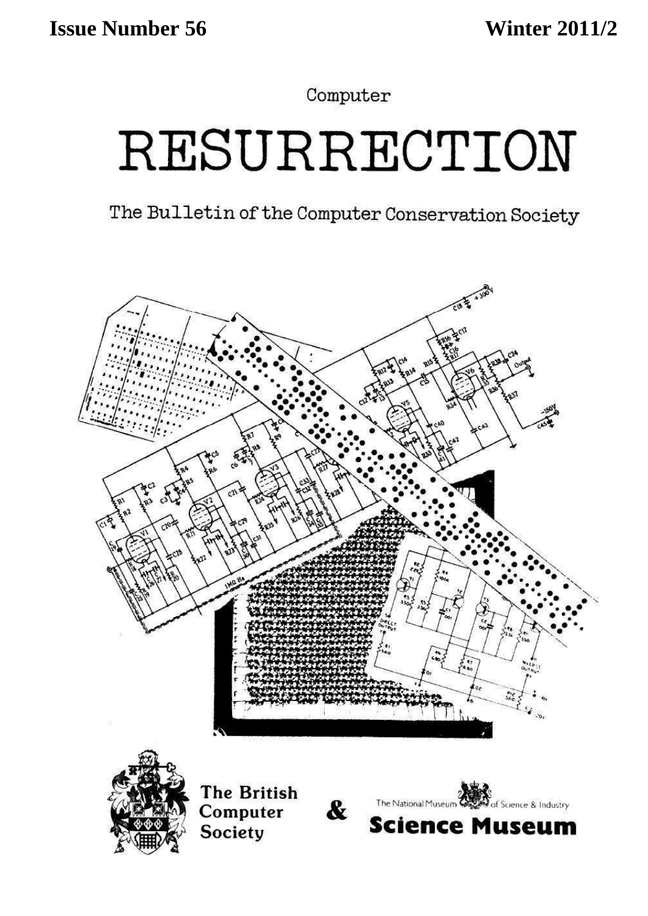**Issue Number 56** **Winter 2011/2**

Computer

# RESURRECTION

The Bulletin of the Computer Conservation Society

The British Computer Society

&

The National Museum of Science & Industry

**Science Museum**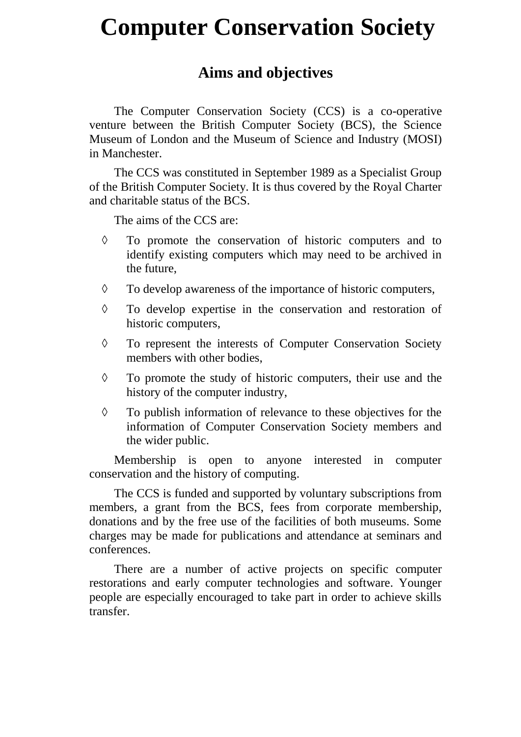# Computer Conservation Society

## Aims and objectives

The Computer Conservation Society (CCS) is a co-operative venture between the British Computer Society (BCS), the Science Museum of London and the Museum of Science and Industry (MOSI) in Manchester.

The CCS was constituted in September 1989 as a Specialist Group of the British Computer Society. It is thus covered by the Royal Charter and charitable status of the BCS.

The aims of the CCS are:

- ◊ To promote the conservation of historic computers and to identify existing computers which may need to be archived in the future,
- ◊ To develop awareness of the importance of historic computers,
- ◊ To develop expertise in the conservation and restoration of historic computers,
- ◊ To represent the interests of Computer Conservation Society members with other bodies,
- ◊ To promote the study of historic computers, their use and the history of the computer industry,
- ◊ To publish information of relevance to these objectives for the information of Computer Conservation Society members and the wider public.

Membership is open to anyone interested in computer conservation and the history of computing.

The CCS is funded and supported by voluntary subscriptions from members, a grant from the BCS, fees from corporate membership, donations and by the free use of the facilities of both museums. Some charges may be made for publications and attendance at seminars and conferences.

There are a number of active projects on specific computer restorations and early computer technologies and software. Younger people are especially encouraged to take part in order to achieve skills transfer.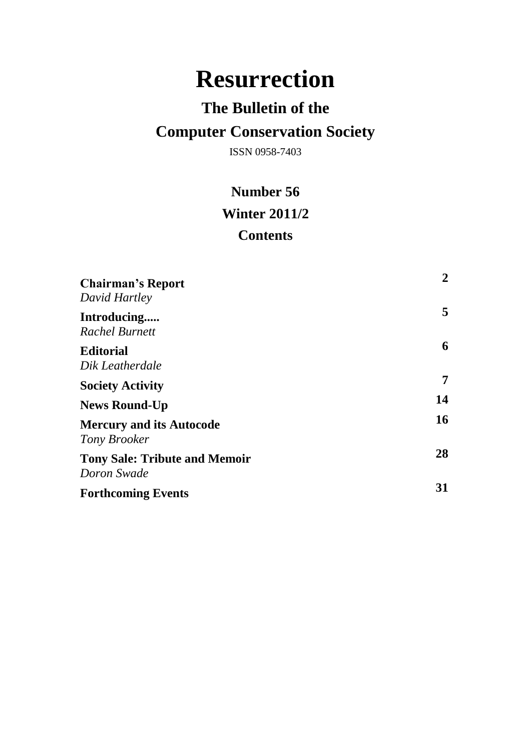# Resurrection

## The Bulletin of the

## Computer Conservation Society

ISSN 0958-7403

### Number 56

### Winter 2011/2

### Contents

| | |
|---|---|
| **Chairman's Report**<br>*David Hartley* | **2** |
| **Introducing.....**<br>*Rachel Burnett* | **5** |
| **Editorial**<br>*Dik Leatherdale* | **6** |
| **Society Activity** | **7** |
| **News Round-Up** | **14** |
| **Mercury and its Autocode**<br>*Tony Brooker* | **16** |
| **Tony Sale: Tribute and Memoir**<br>*Doron Swade* | **28** |
| **Forthcoming Events** | **31** |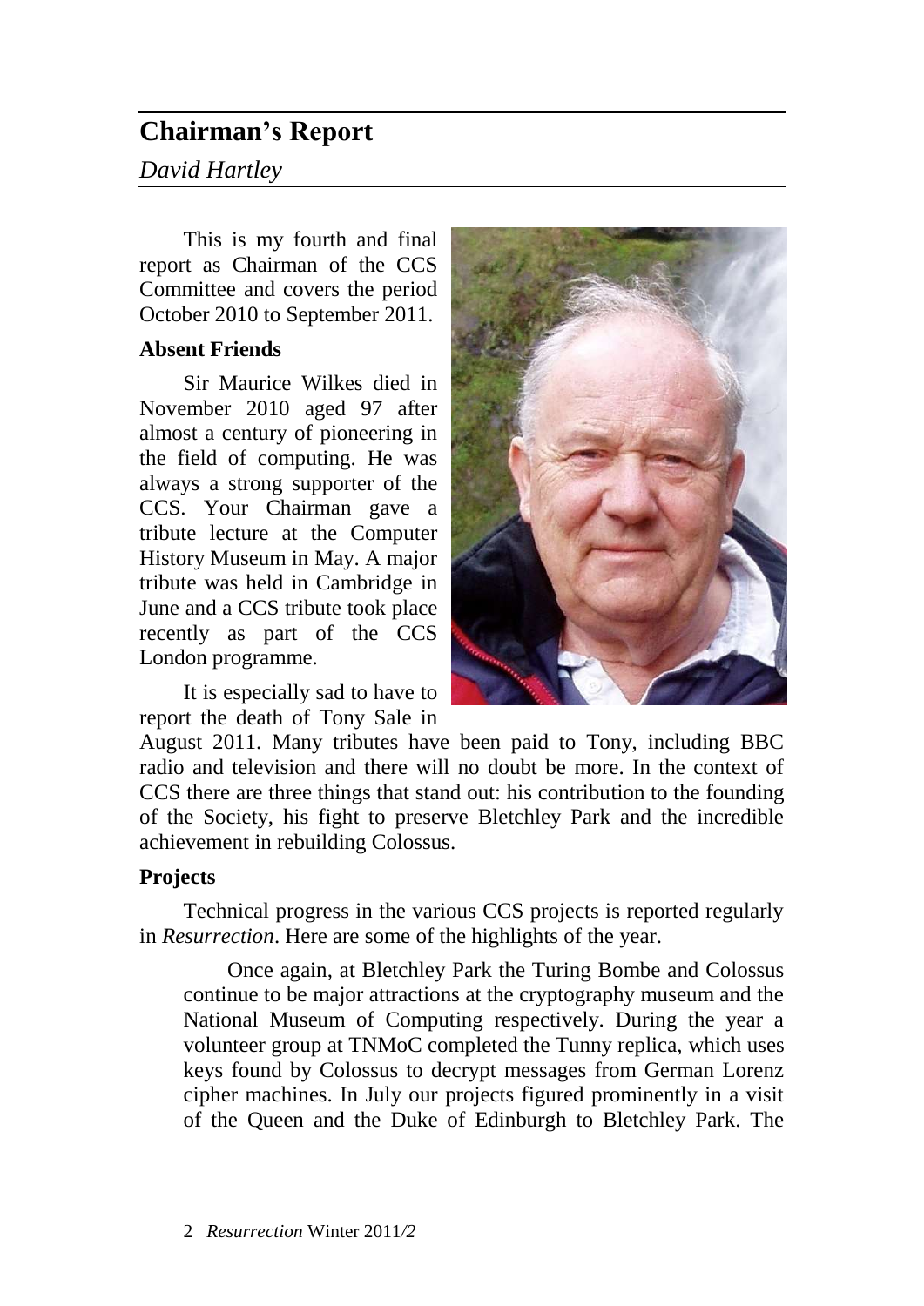# Chairman's Report

*David Hartley*

This is my fourth and final report as Chairman of the CCS Committee and covers the period October 2010 to September 2011.

### Absent Friends

Sir Maurice Wilkes died in November 2010 aged 97 after almost a century of pioneering in the field of computing. He was always a strong supporter of the CCS. Your Chairman gave a tribute lecture at the Computer History Museum in May. A major tribute was held in Cambridge in June and a CCS tribute took place recently as part of the CCS London programme.

It is especially sad to have to report the death of Tony Sale in August 2011. Many tributes have been paid to Tony, including BBC radio and television and there will no doubt be more. In the context of CCS there are three things that stand out: his contribution to the founding of the Society, his fight to preserve Bletchley Park and the incredible achievement in rebuilding Colossus.

### Projects

Technical progress in the various CCS projects is reported regularly in *Resurrection*. Here are some of the highlights of the year.

> Once again, at Bletchley Park the Turing Bombe and Colossus continue to be major attractions at the cryptography museum and the National Museum of Computing respectively. During the year a volunteer group at TNMoC completed the Tunny replica, which uses keys found by Colossus to decrypt messages from German Lorenz cipher machines. In July our projects figured prominently in a visit of the Queen and the Duke of Edinburgh to Bletchley Park. The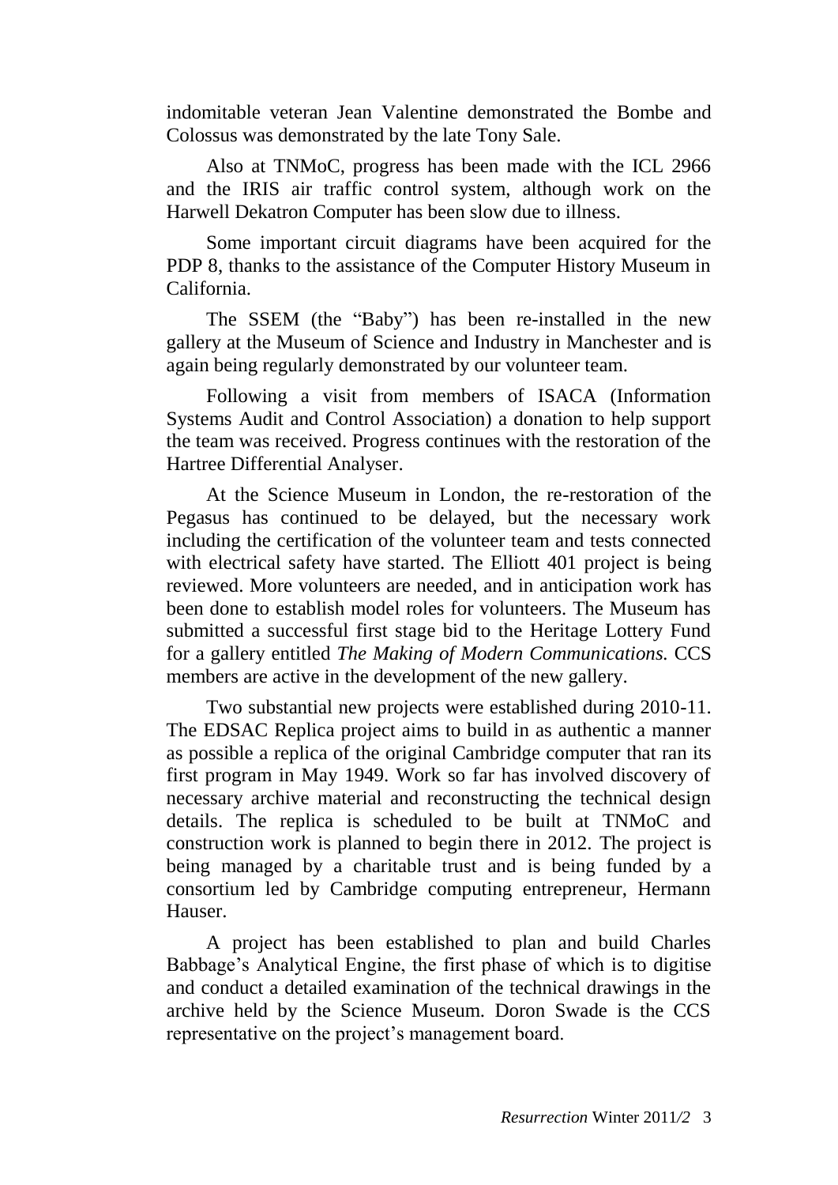indomitable veteran Jean Valentine demonstrated the Bombe and Colossus was demonstrated by the late Tony Sale.

Also at TNMoC, progress has been made with the ICL 2966 and the IRIS air traffic control system, although work on the Harwell Dekatron Computer has been slow due to illness.

Some important circuit diagrams have been acquired for the PDP 8, thanks to the assistance of the Computer History Museum in California.

The SSEM (the "Baby") has been re-installed in the new gallery at the Museum of Science and Industry in Manchester and is again being regularly demonstrated by our volunteer team.

Following a visit from members of ISACA (Information Systems Audit and Control Association) a donation to help support the team was received. Progress continues with the restoration of the Hartree Differential Analyser.

At the Science Museum in London, the re-restoration of the Pegasus has continued to be delayed, but the necessary work including the certification of the volunteer team and tests connected with electrical safety have started. The Elliott 401 project is being reviewed. More volunteers are needed, and in anticipation work has been done to establish model roles for volunteers. The Museum has submitted a successful first stage bid to the Heritage Lottery Fund for a gallery entitled *The Making of Modern Communications.* CCS members are active in the development of the new gallery.

Two substantial new projects were established during 2010-11. The EDSAC Replica project aims to build in as authentic a manner as possible a replica of the original Cambridge computer that ran its first program in May 1949. Work so far has involved discovery of necessary archive material and reconstructing the technical design details. The replica is scheduled to be built at TNMoC and construction work is planned to begin there in 2012. The project is being managed by a charitable trust and is being funded by a consortium led by Cambridge computing entrepreneur, Hermann Hauser.

A project has been established to plan and build Charles Babbage's Analytical Engine, the first phase of which is to digitise and conduct a detailed examination of the technical drawings in the archive held by the Science Museum. Doron Swade is the CCS representative on the project's management board.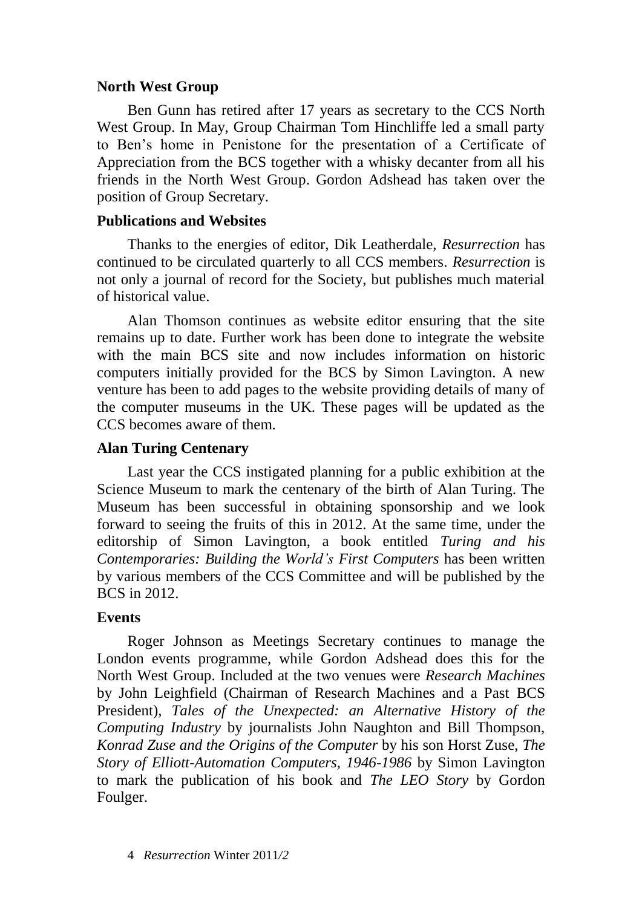### North West Group

Ben Gunn has retired after 17 years as secretary to the CCS North West Group. In May, Group Chairman Tom Hinchliffe led a small party to Ben's home in Penistone for the presentation of a Certificate of Appreciation from the BCS together with a whisky decanter from all his friends in the North West Group. Gordon Adshead has taken over the position of Group Secretary.

### Publications and Websites

Thanks to the energies of editor, Dik Leatherdale, *Resurrection* has continued to be circulated quarterly to all CCS members. *Resurrection* is not only a journal of record for the Society, but publishes much material of historical value.

Alan Thomson continues as website editor ensuring that the site remains up to date. Further work has been done to integrate the website with the main BCS site and now includes information on historic computers initially provided for the BCS by Simon Lavington. A new venture has been to add pages to the website providing details of many of the computer museums in the UK. These pages will be updated as the CCS becomes aware of them.

### Alan Turing Centenary

Last year the CCS instigated planning for a public exhibition at the Science Museum to mark the centenary of the birth of Alan Turing. The Museum has been successful in obtaining sponsorship and we look forward to seeing the fruits of this in 2012. At the same time, under the editorship of Simon Lavington, a book entitled *Turing and his Contemporaries: Building the World's First Computers* has been written by various members of the CCS Committee and will be published by the BCS in 2012.

### Events

Roger Johnson as Meetings Secretary continues to manage the London events programme, while Gordon Adshead does this for the North West Group. Included at the two venues were *Research Machines* by John Leighfield (Chairman of Research Machines and a Past BCS President), *Tales of the Unexpected: an Alternative History of the Computing Industry* by journalists John Naughton and Bill Thompson, *Konrad Zuse and the Origins of the Computer* by his son Horst Zuse, *The Story of Elliott-Automation Computers, 1946-1986* by Simon Lavington to mark the publication of his book and *The LEO Story* by Gordon Foulger.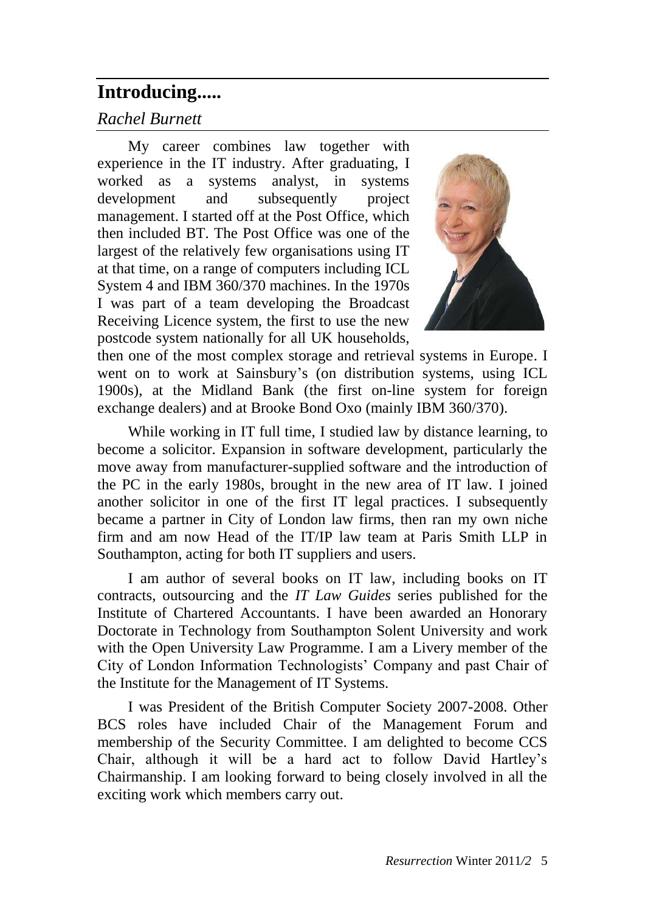## Introducing.....

*Rachel Burnett*

My career combines law together with experience in the IT industry. After graduating, I worked as a systems analyst, in systems development and subsequently project management. I started off at the Post Office, which then included BT. The Post Office was one of the largest of the relatively few organisations using IT at that time, on a range of computers including ICL System 4 and IBM 360/370 machines. In the 1970s I was part of a team developing the Broadcast Receiving Licence system, the first to use the new postcode system nationally for all UK households, then one of the most complex storage and retrieval systems in Europe. I went on to work at Sainsbury's (on distribution systems, using ICL 1900s), at the Midland Bank (the first on-line system for foreign exchange dealers) and at Brooke Bond Oxo (mainly IBM 360/370).

While working in IT full time, I studied law by distance learning, to become a solicitor. Expansion in software development, particularly the move away from manufacturer-supplied software and the introduction of the PC in the early 1980s, brought in the new area of IT law. I joined another solicitor in one of the first IT legal practices. I subsequently became a partner in City of London law firms, then ran my own niche firm and am now Head of the IT/IP law team at Paris Smith LLP in Southampton, acting for both IT suppliers and users.

I am author of several books on IT law, including books on IT contracts, outsourcing and the *IT Law Guides* series published for the Institute of Chartered Accountants. I have been awarded an Honorary Doctorate in Technology from Southampton Solent University and work with the Open University Law Programme. I am a Livery member of the City of London Information Technologists' Company and past Chair of the Institute for the Management of IT Systems.

I was President of the British Computer Society 2007-2008. Other BCS roles have included Chair of the Management Forum and membership of the Security Committee. I am delighted to become CCS Chair, although it will be a hard act to follow David Hartley's Chairmanship. I am looking forward to being closely involved in all the exciting work which members carry out.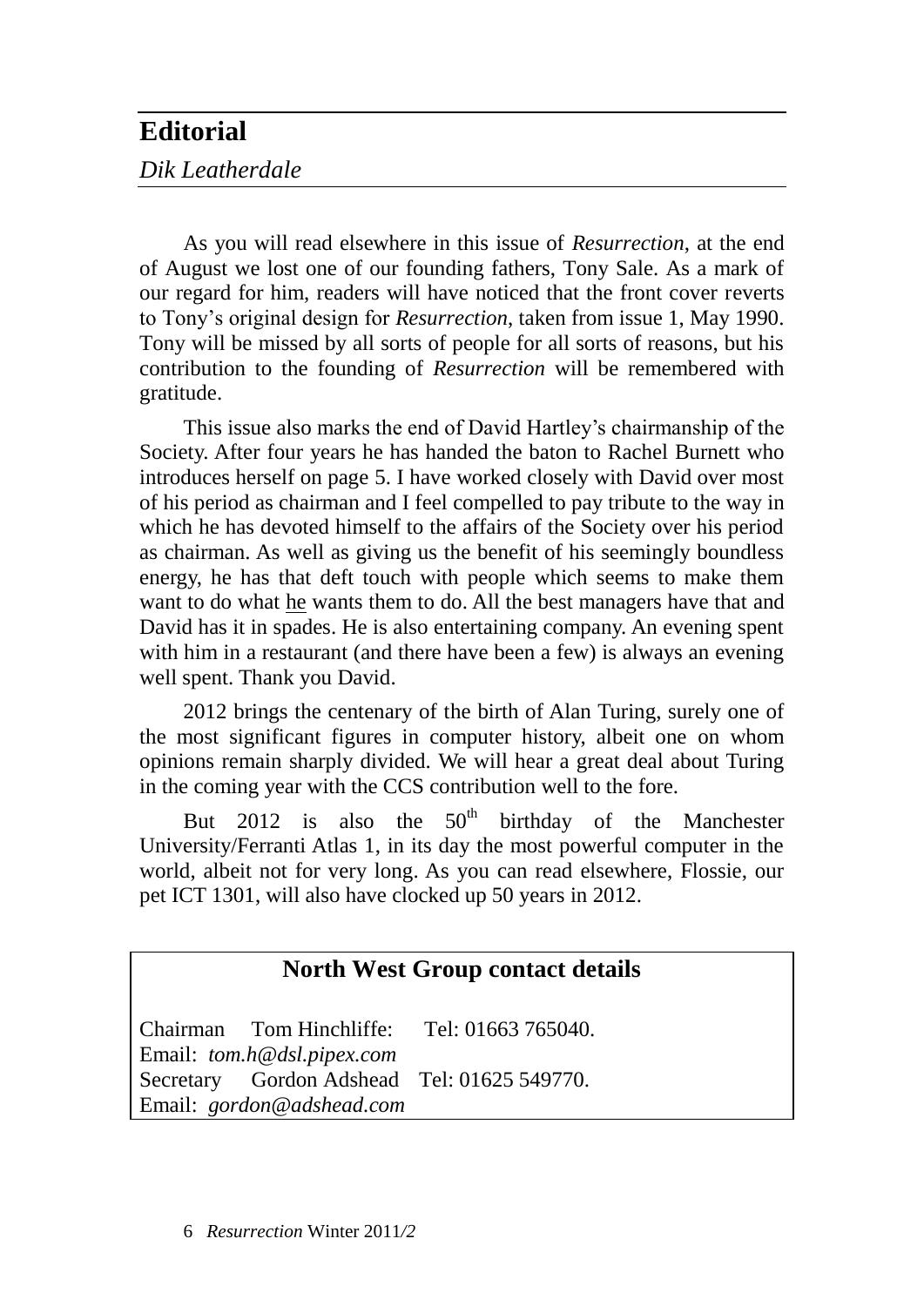# Editorial

*Dik Leatherdale*

As you will read elsewhere in this issue of *Resurrection*, at the end of August we lost one of our founding fathers, Tony Sale. As a mark of our regard for him, readers will have noticed that the front cover reverts to Tony's original design for *Resurrection*, taken from issue 1, May 1990. Tony will be missed by all sorts of people for all sorts of reasons, but his contribution to the founding of *Resurrection* will be remembered with gratitude.

This issue also marks the end of David Hartley's chairmanship of the Society. After four years he has handed the baton to Rachel Burnett who introduces herself on page 5. I have worked closely with David over most of his period as chairman and I feel compelled to pay tribute to the way in which he has devoted himself to the affairs of the Society over his period as chairman. As well as giving us the benefit of his seemingly boundless energy, he has that deft touch with people which seems to make them want to do what he wants them to do. All the best managers have that and David has it in spades. He is also entertaining company. An evening spent with him in a restaurant (and there have been a few) is always an evening well spent. Thank you David.

2012 brings the centenary of the birth of Alan Turing, surely one of the most significant figures in computer history, albeit one on whom opinions remain sharply divided. We will hear a great deal about Turing in the coming year with the CCS contribution well to the fore.

But 2012 is also the 50th birthday of the Manchester University/Ferranti Atlas 1, in its day the most powerful computer in the world, albeit not for very long. As you can read elsewhere, Flossie, our pet ICT 1301, will also have clocked up 50 years in 2012.

**North West Group contact details**

Chairman Tom Hinchliffe: Tel: 01663 765040.
Email: *tom.h@dsl.pipex.com*
Secretary Gordon Adshead Tel: 01625 549770.
Email: *gordon@adshead.com*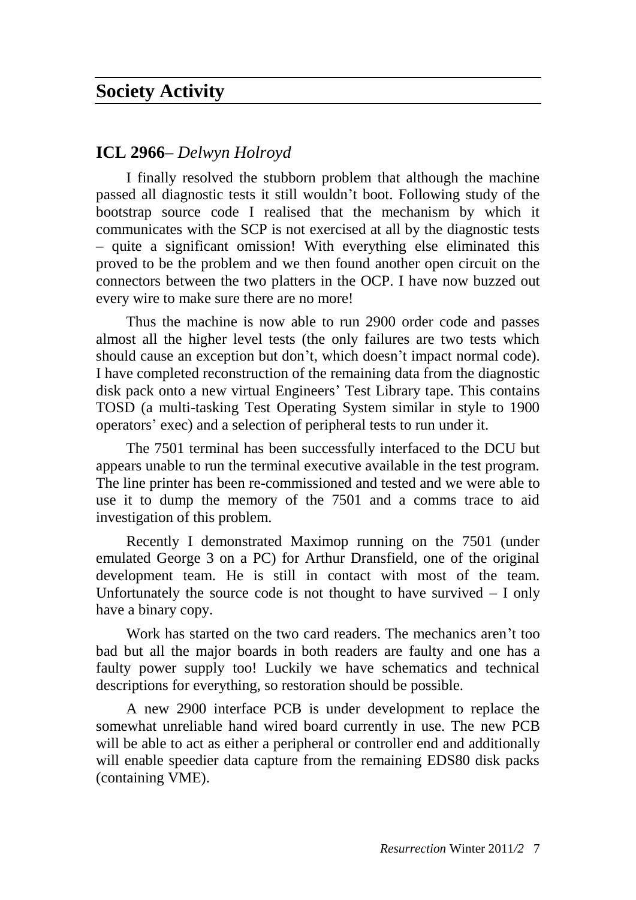# Society Activity

## ICL 2966– *Delwyn Holroyd*

I finally resolved the stubborn problem that although the machine passed all diagnostic tests it still wouldn't boot. Following study of the bootstrap source code I realised that the mechanism by which it communicates with the SCP is not exercised at all by the diagnostic tests – quite a significant omission! With everything else eliminated this proved to be the problem and we then found another open circuit on the connectors between the two platters in the OCP. I have now buzzed out every wire to make sure there are no more!

Thus the machine is now able to run 2900 order code and passes almost all the higher level tests (the only failures are two tests which should cause an exception but don't, which doesn't impact normal code). I have completed reconstruction of the remaining data from the diagnostic disk pack onto a new virtual Engineers' Test Library tape. This contains TOSD (a multi-tasking Test Operating System similar in style to 1900 operators' exec) and a selection of peripheral tests to run under it.

The 7501 terminal has been successfully interfaced to the DCU but appears unable to run the terminal executive available in the test program. The line printer has been re-commissioned and tested and we were able to use it to dump the memory of the 7501 and a comms trace to aid investigation of this problem.

Recently I demonstrated Maximop running on the 7501 (under emulated George 3 on a PC) for Arthur Dransfield, one of the original development team. He is still in contact with most of the team. Unfortunately the source code is not thought to have survived – I only have a binary copy.

Work has started on the two card readers. The mechanics aren't too bad but all the major boards in both readers are faulty and one has a faulty power supply too! Luckily we have schematics and technical descriptions for everything, so restoration should be possible.

A new 2900 interface PCB is under development to replace the somewhat unreliable hand wired board currently in use. The new PCB will be able to act as either a peripheral or controller end and additionally will enable speedier data capture from the remaining EDS80 disk packs (containing VME).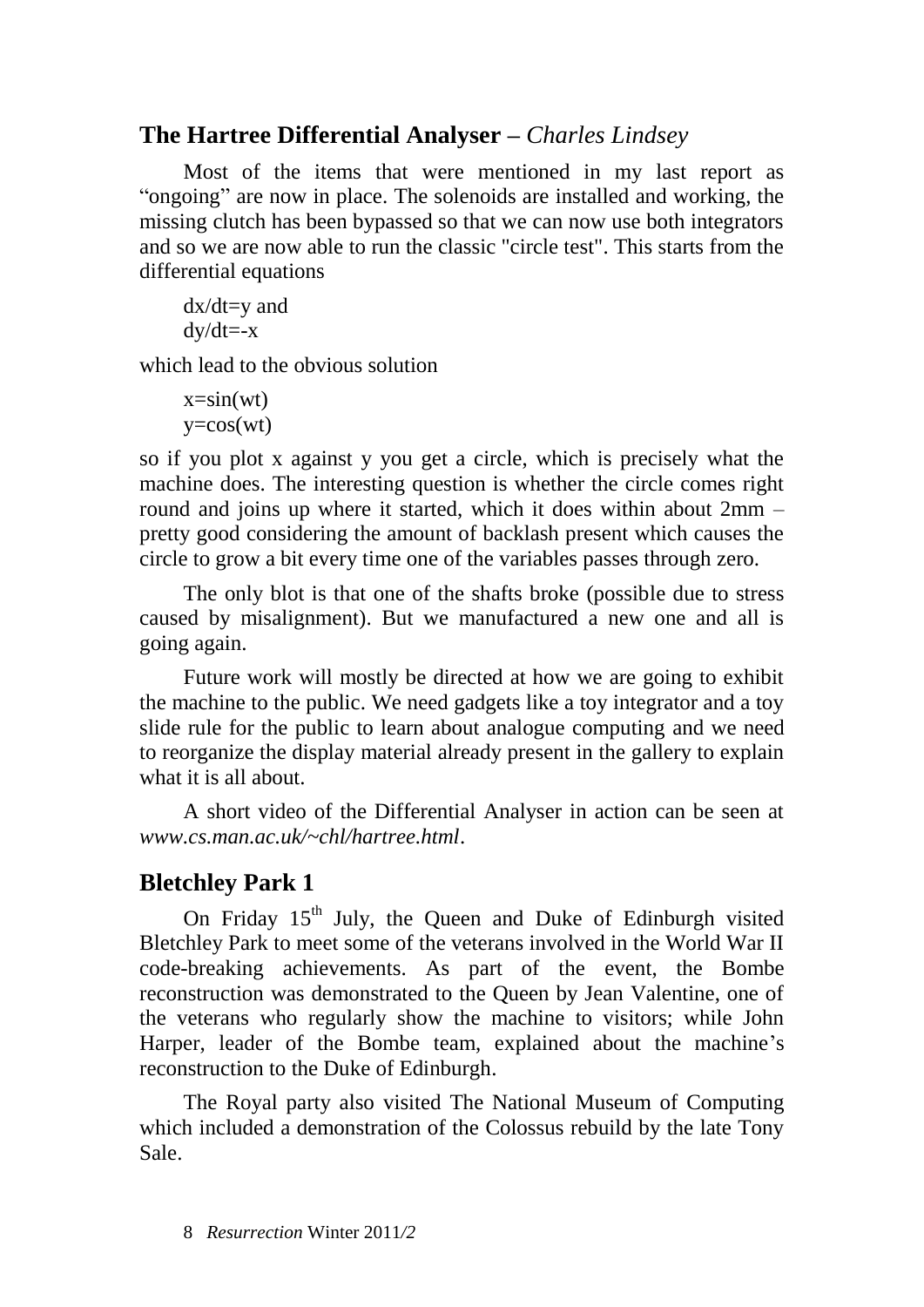## The Hartree Differential Analyser – *Charles Lindsey*

Most of the items that were mentioned in my last report as "ongoing" are now in place. The solenoids are installed and working, the missing clutch has been bypassed so that we can now use both integrators and so we are now able to run the classic "circle test". This starts from the differential equations

$dx/dt=y$ and
$dy/dt=-x$

which lead to the obvious solution

$x=\sin(wt)$
$y=\cos(wt)$

so if you plot x against y you get a circle, which is precisely what the machine does. The interesting question is whether the circle comes right round and joins up where it started, which it does within about 2mm – pretty good considering the amount of backlash present which causes the circle to grow a bit every time one of the variables passes through zero.

The only blot is that one of the shafts broke (possible due to stress caused by misalignment). But we manufactured a new one and all is going again.

Future work will mostly be directed at how we are going to exhibit the machine to the public. We need gadgets like a toy integrator and a toy slide rule for the public to learn about analogue computing and we need to reorganize the display material already present in the gallery to explain what it is all about.

A short video of the Differential Analyser in action can be seen at *www.cs.man.ac.uk/~chl/hartree.html*.

## Bletchley Park 1

On Friday 15th July, the Queen and Duke of Edinburgh visited Bletchley Park to meet some of the veterans involved in the World War II code-breaking achievements. As part of the event, the Bombe reconstruction was demonstrated to the Queen by Jean Valentine, one of the veterans who regularly show the machine to visitors; while John Harper, leader of the Bombe team, explained about the machine's reconstruction to the Duke of Edinburgh.

The Royal party also visited The National Museum of Computing which included a demonstration of the Colossus rebuild by the late Tony Sale.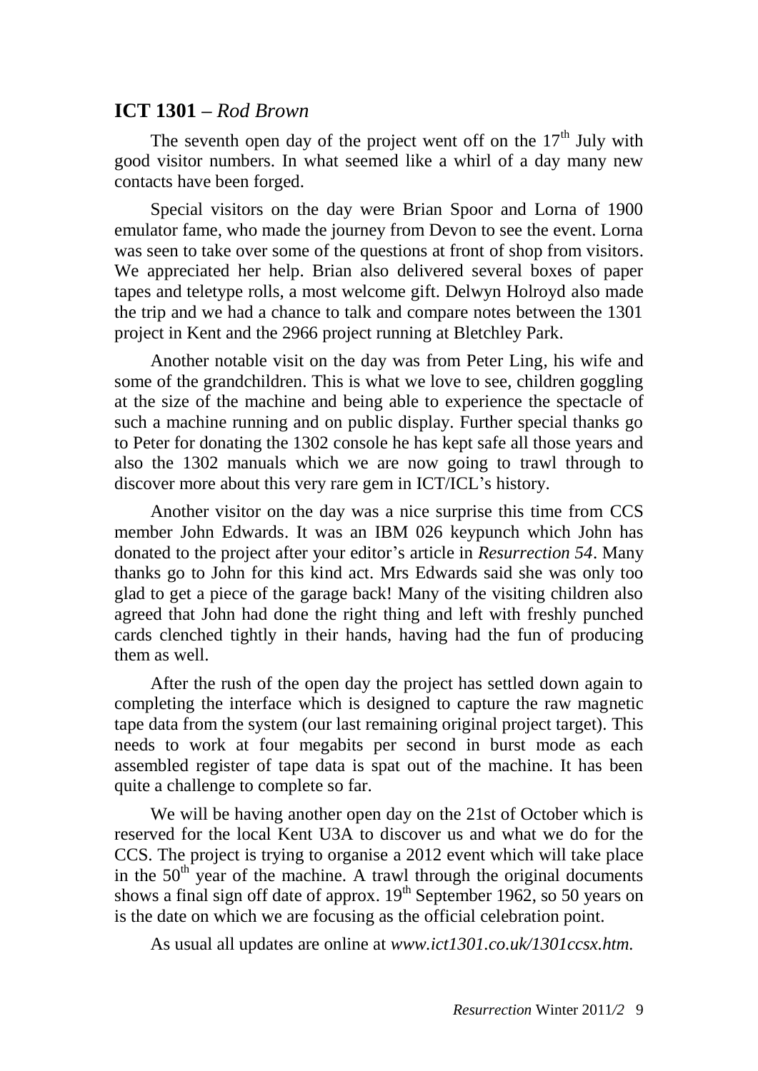## ICT 1301 – *Rod Brown*

The seventh open day of the project went off on the 17th July with good visitor numbers. In what seemed like a whirl of a day many new contacts have been forged.

Special visitors on the day were Brian Spoor and Lorna of 1900 emulator fame, who made the journey from Devon to see the event. Lorna was seen to take over some of the questions at front of shop from visitors. We appreciated her help. Brian also delivered several boxes of paper tapes and teletype rolls, a most welcome gift. Delwyn Holroyd also made the trip and we had a chance to talk and compare notes between the 1301 project in Kent and the 2966 project running at Bletchley Park.

Another notable visit on the day was from Peter Ling, his wife and some of the grandchildren. This is what we love to see, children goggling at the size of the machine and being able to experience the spectacle of such a machine running and on public display. Further special thanks go to Peter for donating the 1302 console he has kept safe all those years and also the 1302 manuals which we are now going to trawl through to discover more about this very rare gem in ICT/ICL's history.

Another visitor on the day was a nice surprise this time from CCS member John Edwards. It was an IBM 026 keypunch which John has donated to the project after your editor's article in *Resurrection 54*. Many thanks go to John for this kind act. Mrs Edwards said she was only too glad to get a piece of the garage back! Many of the visiting children also agreed that John had done the right thing and left with freshly punched cards clenched tightly in their hands, having had the fun of producing them as well.

After the rush of the open day the project has settled down again to completing the interface which is designed to capture the raw magnetic tape data from the system (our last remaining original project target). This needs to work at four megabits per second in burst mode as each assembled register of tape data is spat out of the machine. It has been quite a challenge to complete so far.

We will be having another open day on the 21st of October which is reserved for the local Kent U3A to discover us and what we do for the CCS. The project is trying to organise a 2012 event which will take place in the 50th year of the machine. A trawl through the original documents shows a final sign off date of approx. 19th September 1962, so 50 years on is the date on which we are focusing as the official celebration point.

As usual all updates are online at *www.ict1301.co.uk/1301ccsx.htm.*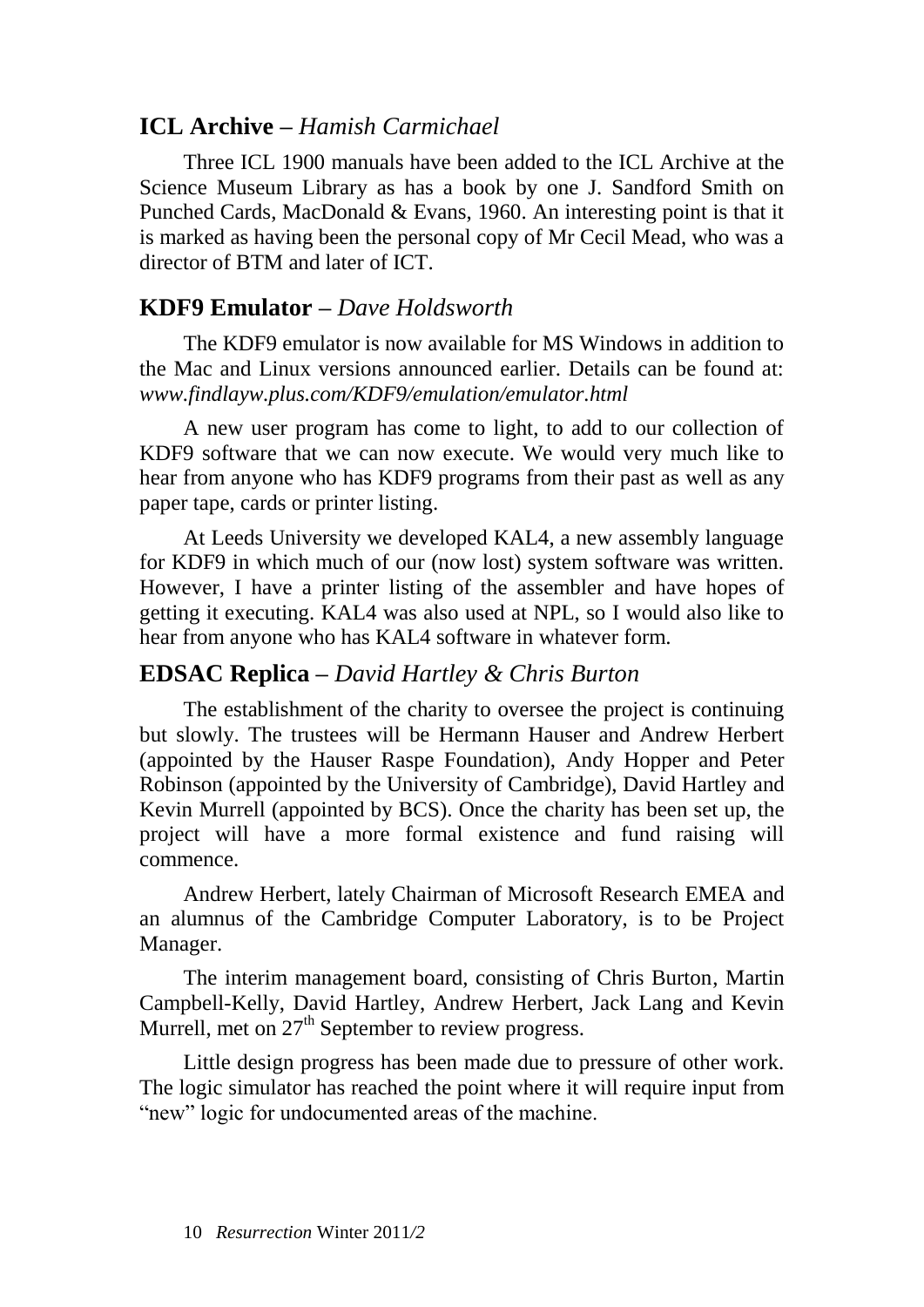## ICL Archive – *Hamish Carmichael*

Three ICL 1900 manuals have been added to the ICL Archive at the Science Museum Library as has a book by one J. Sandford Smith on Punched Cards, MacDonald & Evans, 1960. An interesting point is that it is marked as having been the personal copy of Mr Cecil Mead, who was a director of BTM and later of ICT.

## KDF9 Emulator – *Dave Holdsworth*

The KDF9 emulator is now available for MS Windows in addition to the Mac and Linux versions announced earlier. Details can be found at: *www.findlayw.plus.com/KDF9/emulation/emulator.html*

A new user program has come to light, to add to our collection of KDF9 software that we can now execute. We would very much like to hear from anyone who has KDF9 programs from their past as well as any paper tape, cards or printer listing.

At Leeds University we developed KAL4, a new assembly language for KDF9 in which much of our (now lost) system software was written. However, I have a printer listing of the assembler and have hopes of getting it executing. KAL4 was also used at NPL, so I would also like to hear from anyone who has KAL4 software in whatever form.

## EDSAC Replica – *David Hartley & Chris Burton*

The establishment of the charity to oversee the project is continuing but slowly. The trustees will be Hermann Hauser and Andrew Herbert (appointed by the Hauser Raspe Foundation), Andy Hopper and Peter Robinson (appointed by the University of Cambridge), David Hartley and Kevin Murrell (appointed by BCS). Once the charity has been set up, the project will have a more formal existence and fund raising will commence.

Andrew Herbert, lately Chairman of Microsoft Research EMEA and an alumnus of the Cambridge Computer Laboratory, is to be Project Manager.

The interim management board, consisting of Chris Burton, Martin Campbell-Kelly, David Hartley, Andrew Herbert, Jack Lang and Kevin Murrell, met on 27th September to review progress.

Little design progress has been made due to pressure of other work. The logic simulator has reached the point where it will require input from "new" logic for undocumented areas of the machine.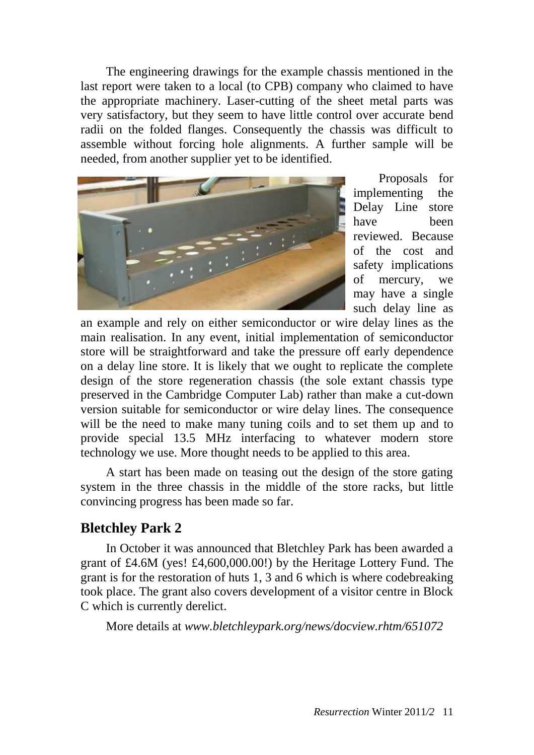The engineering drawings for the example chassis mentioned in the last report were taken to a local (to CPB) company who claimed to have the appropriate machinery. Laser-cutting of the sheet metal parts was very satisfactory, but they seem to have little control over accurate bend radii on the folded flanges. Consequently the chassis was difficult to assemble without forcing hole alignments. A further sample will be needed, from another supplier yet to be identified.

Proposals for implementing the Delay Line store have been reviewed. Because of the cost and safety implications of mercury, we may have a single such delay line as an example and rely on either semiconductor or wire delay lines as the main realisation. In any event, initial implementation of semiconductor store will be straightforward and take the pressure off early dependence on a delay line store. It is likely that we ought to replicate the complete design of the store regeneration chassis (the sole extant chassis type preserved in the Cambridge Computer Lab) rather than make a cut-down version suitable for semiconductor or wire delay lines. The consequence will be the need to make many tuning coils and to set them up and to provide special 13.5 MHz interfacing to whatever modern store technology we use. More thought needs to be applied to this area.

A start has been made on teasing out the design of the store gating system in the three chassis in the middle of the store racks, but little convincing progress has been made so far.

## Bletchley Park 2

In October it was announced that Bletchley Park has been awarded a grant of £4.6M (yes! £4,600,000.00!) by the Heritage Lottery Fund. The grant is for the restoration of huts 1, 3 and 6 which is where codebreaking took place. The grant also covers development of a visitor centre in Block C which is currently derelict.

More details at *www.bletchleypark.org/news/docview.rhtm/651072*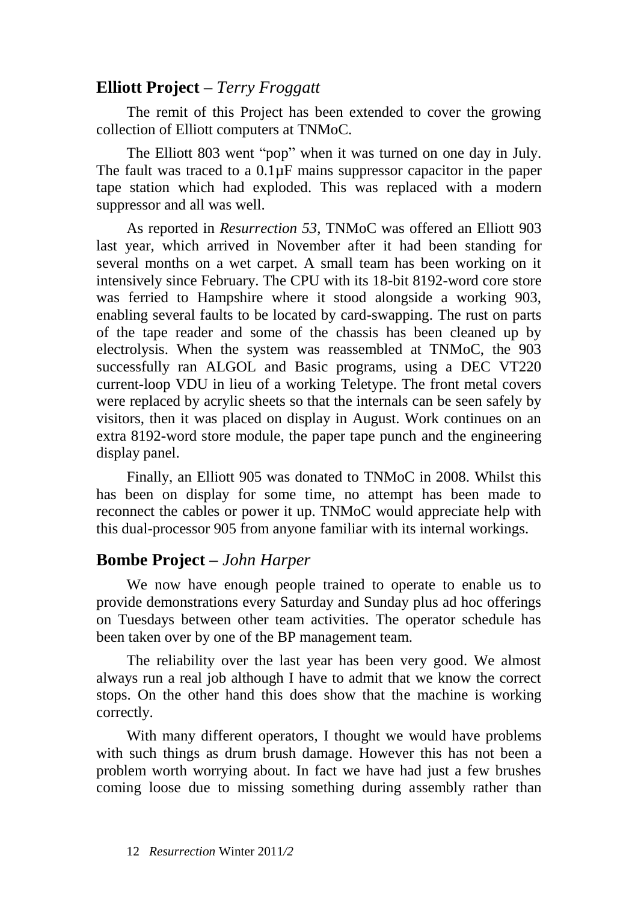## **Elliott Project** – *Terry Froggatt*

The remit of this Project has been extended to cover the growing collection of Elliott computers at TNMoC.

The Elliott 803 went "pop" when it was turned on one day in July. The fault was traced to a 0.1µF mains suppressor capacitor in the paper tape station which had exploded. This was replaced with a modern suppressor and all was well.

As reported in *Resurrection 53*, TNMoC was offered an Elliott 903 last year, which arrived in November after it had been standing for several months on a wet carpet. A small team has been working on it intensively since February. The CPU with its 18-bit 8192-word core store was ferried to Hampshire where it stood alongside a working 903, enabling several faults to be located by card-swapping. The rust on parts of the tape reader and some of the chassis has been cleaned up by electrolysis. When the system was reassembled at TNMoC, the 903 successfully ran ALGOL and Basic programs, using a DEC VT220 current-loop VDU in lieu of a working Teletype. The front metal covers were replaced by acrylic sheets so that the internals can be seen safely by visitors, then it was placed on display in August. Work continues on an extra 8192-word store module, the paper tape punch and the engineering display panel.

Finally, an Elliott 905 was donated to TNMoC in 2008. Whilst this has been on display for some time, no attempt has been made to reconnect the cables or power it up. TNMoC would appreciate help with this dual-processor 905 from anyone familiar with its internal workings.

## **Bombe Project** – *John Harper*

We now have enough people trained to operate to enable us to provide demonstrations every Saturday and Sunday plus ad hoc offerings on Tuesdays between other team activities. The operator schedule has been taken over by one of the BP management team.

The reliability over the last year has been very good. We almost always run a real job although I have to admit that we know the correct stops. On the other hand this does show that the machine is working correctly.

With many different operators, I thought we would have problems with such things as drum brush damage. However this has not been a problem worth worrying about. In fact we have had just a few brushes coming loose due to missing something during assembly rather than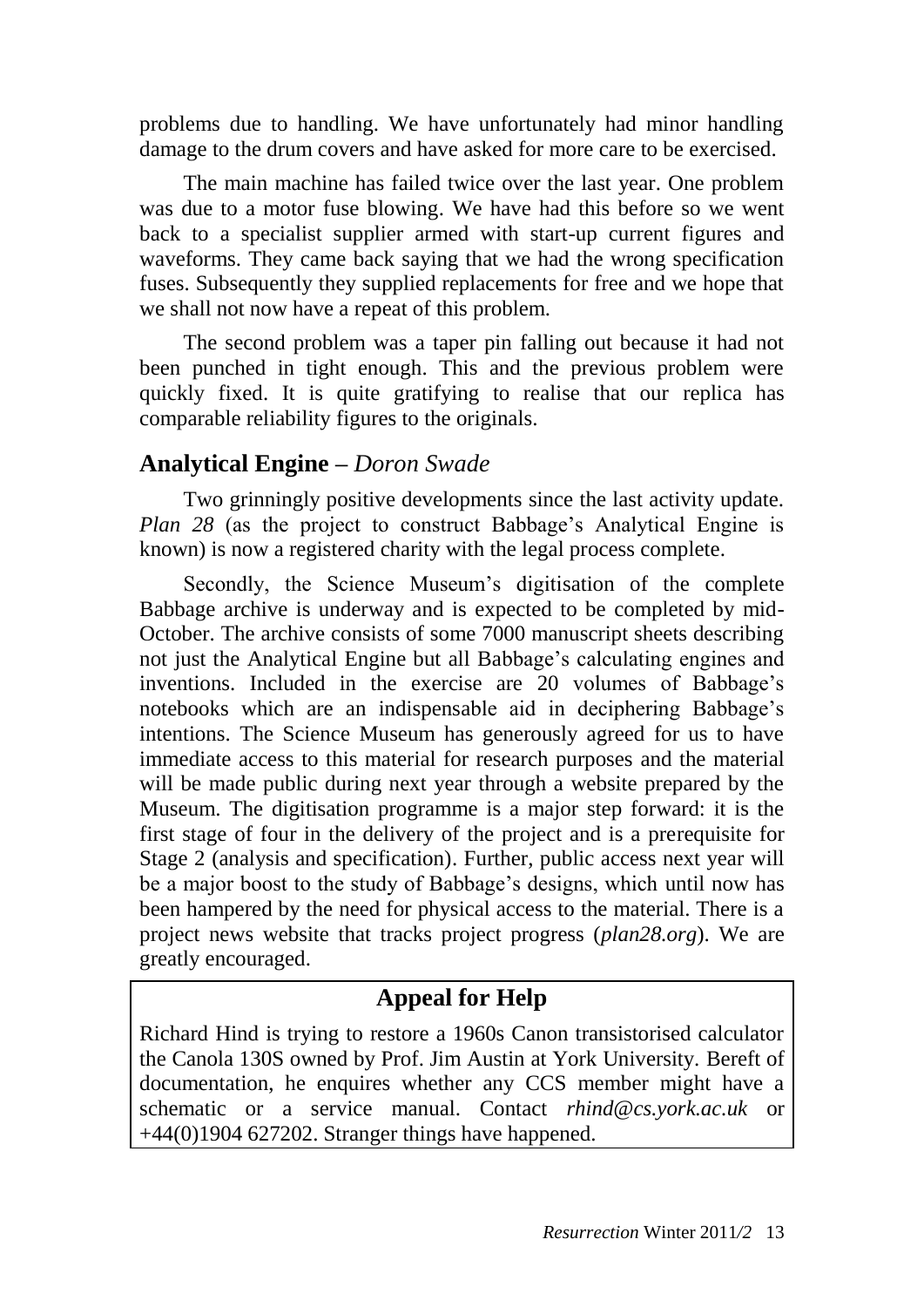problems due to handling. We have unfortunately had minor handling damage to the drum covers and have asked for more care to be exercised.

The main machine has failed twice over the last year. One problem was due to a motor fuse blowing. We have had this before so we went back to a specialist supplier armed with start-up current figures and waveforms. They came back saying that we had the wrong specification fuses. Subsequently they supplied replacements for free and we hope that we shall not now have a repeat of this problem.

The second problem was a taper pin falling out because it had not been punched in tight enough. This and the previous problem were quickly fixed. It is quite gratifying to realise that our replica has comparable reliability figures to the originals.

## Analytical Engine – *Doron Swade*

Two grinningly positive developments since the last activity update. *Plan 28* (as the project to construct Babbage's Analytical Engine is known) is now a registered charity with the legal process complete.

Secondly, the Science Museum's digitisation of the complete Babbage archive is underway and is expected to be completed by mid-October. The archive consists of some 7000 manuscript sheets describing not just the Analytical Engine but all Babbage's calculating engines and inventions. Included in the exercise are 20 volumes of Babbage's notebooks which are an indispensable aid in deciphering Babbage's intentions. The Science Museum has generously agreed for us to have immediate access to this material for research purposes and the material will be made public during next year through a website prepared by the Museum. The digitisation programme is a major step forward: it is the first stage of four in the delivery of the project and is a prerequisite for Stage 2 (analysis and specification). Further, public access next year will be a major boost to the study of Babbage's designs, which until now has been hampered by the need for physical access to the material. There is a project news website that tracks project progress (*plan28.org*). We are greatly encouraged.

## Appeal for Help

Richard Hind is trying to restore a 1960s Canon transistorised calculator the Canola 130S owned by Prof. Jim Austin at York University. Bereft of documentation, he enquires whether any CCS member might have a schematic or a service manual. Contact *rhind@cs.york.ac.uk* or +44(0)1904 627202. Stranger things have happened.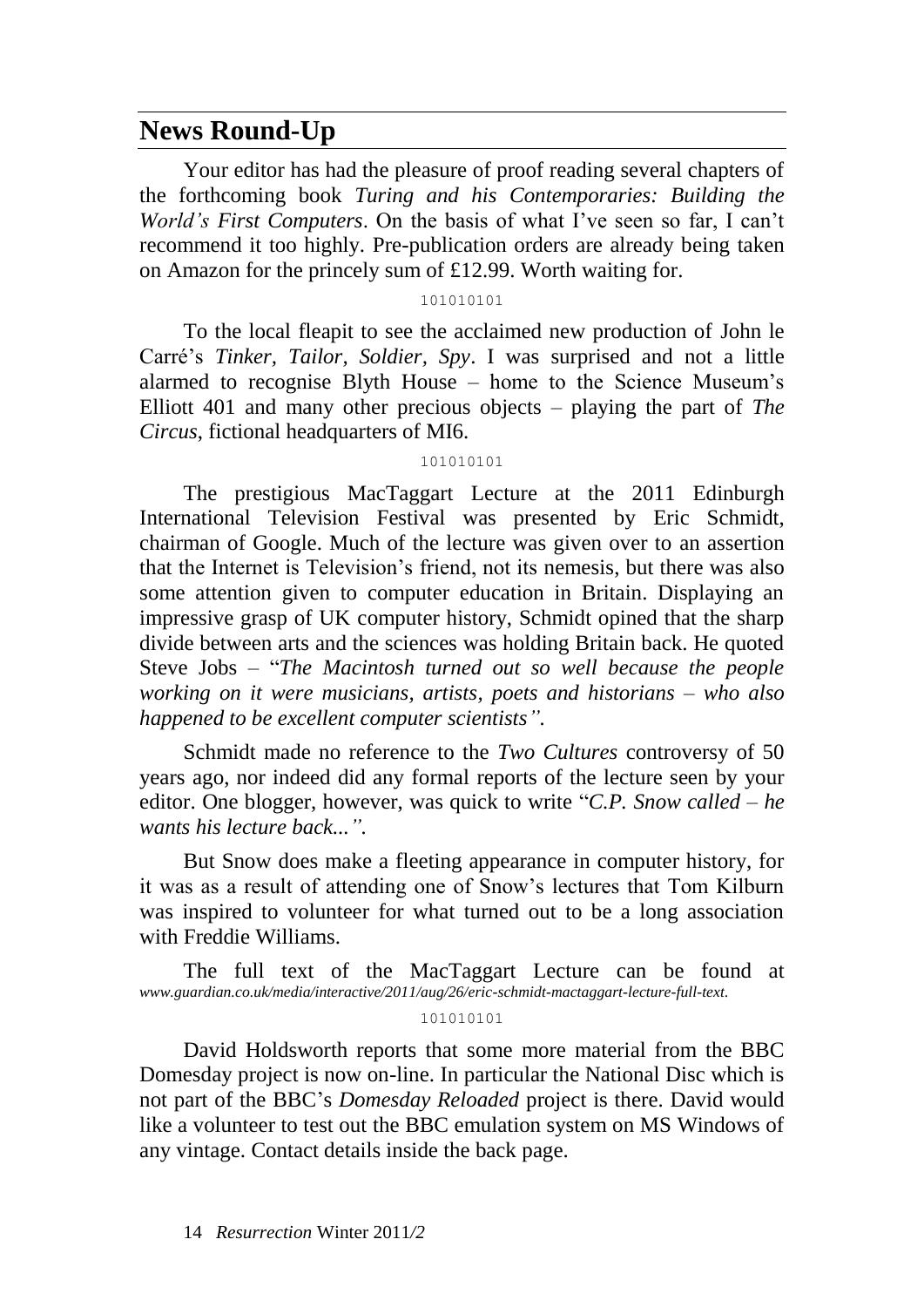## News Round-Up

Your editor has had the pleasure of proof reading several chapters of the forthcoming book *Turing and his Contemporaries: Building the World's First Computers*. On the basis of what I've seen so far, I can't recommend it too highly. Pre-publication orders are already being taken on Amazon for the princely sum of £12.99. Worth waiting for.

101010101

To the local fleapit to see the acclaimed new production of John le Carré's *Tinker, Tailor, Soldier, Spy*. I was surprised and not a little alarmed to recognise Blyth House – home to the Science Museum's Elliott 401 and many other precious objects – playing the part of *The Circus*, fictional headquarters of MI6.

101010101

The prestigious MacTaggart Lecture at the 2011 Edinburgh International Television Festival was presented by Eric Schmidt, chairman of Google. Much of the lecture was given over to an assertion that the Internet is Television's friend, not its nemesis, but there was also some attention given to computer education in Britain. Displaying an impressive grasp of UK computer history, Schmidt opined that the sharp divide between arts and the sciences was holding Britain back. He quoted Steve Jobs – "*The Macintosh turned out so well because the people working on it were musicians, artists, poets and historians – who also happened to be excellent computer scientists"*.

Schmidt made no reference to the *Two Cultures* controversy of 50 years ago, nor indeed did any formal reports of the lecture seen by your editor. One blogger, however, was quick to write "*C.P. Snow called – he wants his lecture back..."*.

But Snow does make a fleeting appearance in computer history, for it was as a result of attending one of Snow's lectures that Tom Kilburn was inspired to volunteer for what turned out to be a long association with Freddie Williams.

The full text of the MacTaggart Lecture can be found at *www.guardian.co.uk/media/interactive/2011/aug/26/eric-schmidt-mactaggart-lecture-full-text*.

101010101

David Holdsworth reports that some more material from the BBC Domesday project is now on-line. In particular the National Disc which is not part of the BBC's *Domesday Reloaded* project is there. David would like a volunteer to test out the BBC emulation system on MS Windows of any vintage. Contact details inside the back page.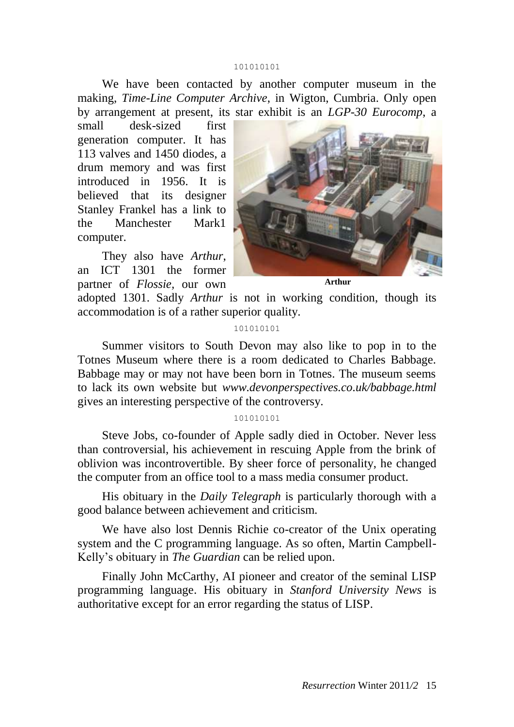101010101

We have been contacted by another computer museum in the making, *Time-Line Computer Archive*, in Wigton, Cumbria. Only open by arrangement at present, its star exhibit is an *LGP-30 Eurocomp*, a small desk-sized first generation computer. It has 113 valves and 1450 diodes, a drum memory and was first introduced in 1956. It is believed that its designer Stanley Frankel has a link to the Manchester Mark1 computer.

They also have *Arthur*, an ICT 1301 the former partner of *Flossie,* our own adopted 1301. Sadly *Arthur* is not in working condition, though its accommodation is of a rather superior quality.

**Arthur**

101010101

Summer visitors to South Devon may also like to pop in to the Totnes Museum where there is a room dedicated to Charles Babbage. Babbage may or may not have been born in Totnes. The museum seems to lack its own website but *www.devonperspectives.co.uk/babbage.html* gives an interesting perspective of the controversy.

101010101

Steve Jobs, co-founder of Apple sadly died in October. Never less than controversial, his achievement in rescuing Apple from the brink of oblivion was incontrovertible. By sheer force of personality, he changed the computer from an office tool to a mass media consumer product.

His obituary in the *Daily Telegraph* is particularly thorough with a good balance between achievement and criticism.

We have also lost Dennis Richie co-creator of the Unix operating system and the C programming language. As so often, Martin Campbell-Kelly's obituary in *The Guardian* can be relied upon.

Finally John McCarthy, AI pioneer and creator of the seminal LISP programming language. His obituary in *Stanford University News* is authoritative except for an error regarding the status of LISP.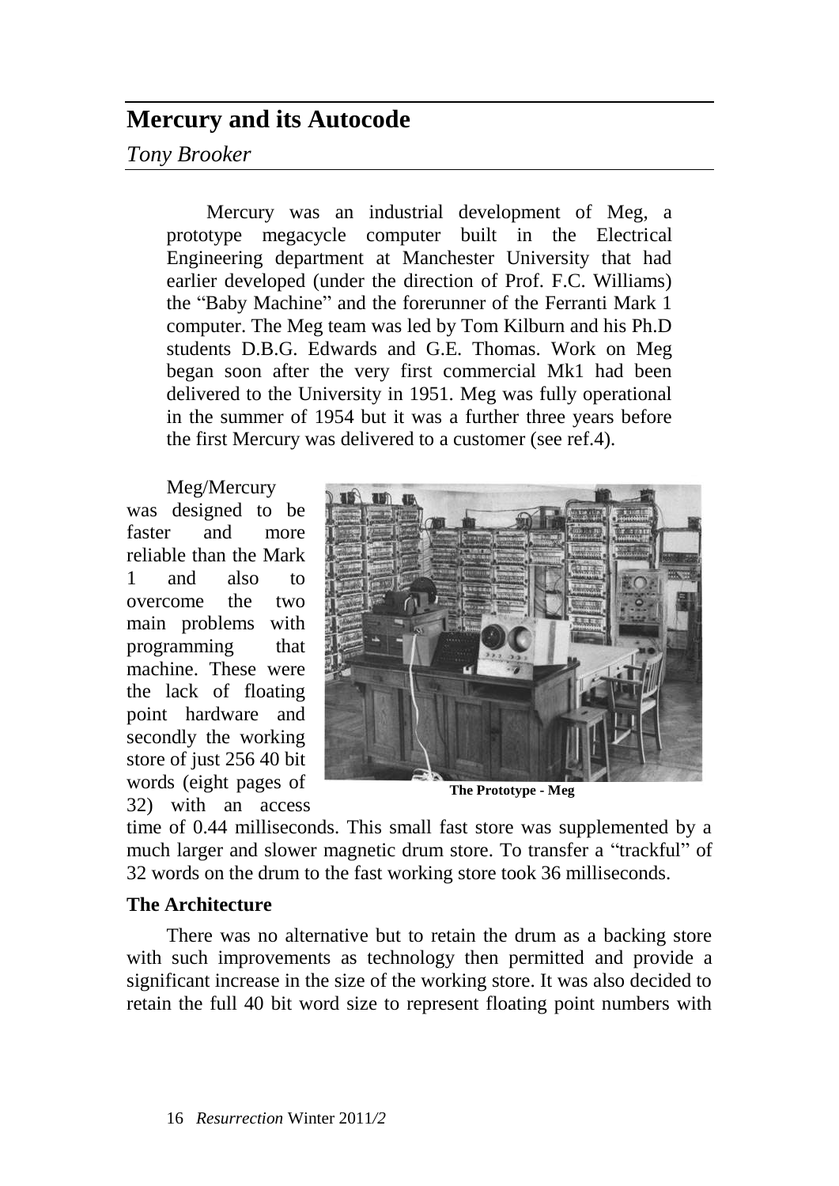# Mercury and its Autocode

*Tony Brooker*

Mercury was an industrial development of Meg, a prototype megacycle computer built in the Electrical Engineering department at Manchester University that had earlier developed (under the direction of Prof. F.C. Williams) the "Baby Machine" and the forerunner of the Ferranti Mark 1 computer. The Meg team was led by Tom Kilburn and his Ph.D students D.B.G. Edwards and G.E. Thomas. Work on Meg began soon after the very first commercial Mk1 had been delivered to the University in 1951. Meg was fully operational in the summer of 1954 but it was a further three years before the first Mercury was delivered to a customer (see ref.4).

Meg/Mercury was designed to be faster and more reliable than the Mark 1 and also to overcome the two main problems with programming that machine. These were the lack of floating point hardware and secondly the working store of just 256 40 bit words (eight pages of 32) with an access time of 0.44 milliseconds. This small fast store was supplemented by a much larger and slower magnetic drum store. To transfer a "trackful" of 32 words on the drum to the fast working store took 36 milliseconds.

**The Prototype - Meg**

### The Architecture

There was no alternative but to retain the drum as a backing store with such improvements as technology then permitted and provide a significant increase in the size of the working store. It was also decided to retain the full 40 bit word size to represent floating point numbers with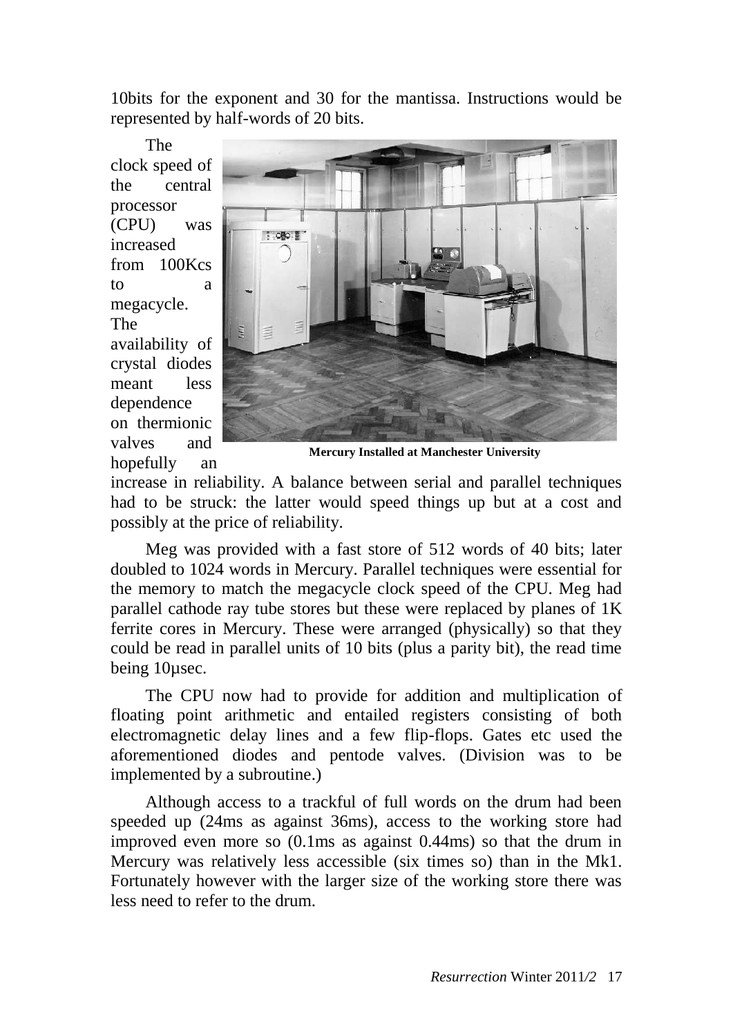10bits for the exponent and 30 for the mantissa. Instructions would be represented by half-words of 20 bits.

The clock speed of the central processor (CPU) was increased from 100Kcs to a megacycle. The availability of crystal diodes meant less dependence on thermionic valves and hopefully an increase in reliability. A balance between serial and parallel techniques had to be struck: the latter would speed things up but at a cost and possibly at the price of reliability.

**Mercury Installed at Manchester University**

Meg was provided with a fast store of 512 words of 40 bits; later doubled to 1024 words in Mercury. Parallel techniques were essential for the memory to match the megacycle clock speed of the CPU. Meg had parallel cathode ray tube stores but these were replaced by planes of 1K ferrite cores in Mercury. These were arranged (physically) so that they could be read in parallel units of 10 bits (plus a parity bit), the read time being 10µsec.

The CPU now had to provide for addition and multiplication of floating point arithmetic and entailed registers consisting of both electromagnetic delay lines and a few flip-flops. Gates etc used the aforementioned diodes and pentode valves. (Division was to be implemented by a subroutine.)

Although access to a trackful of full words on the drum had been speeded up (24ms as against 36ms), access to the working store had improved even more so (0.1ms as against 0.44ms) so that the drum in Mercury was relatively less accessible (six times so) than in the Mk1. Fortunately however with the larger size of the working store there was less need to refer to the drum.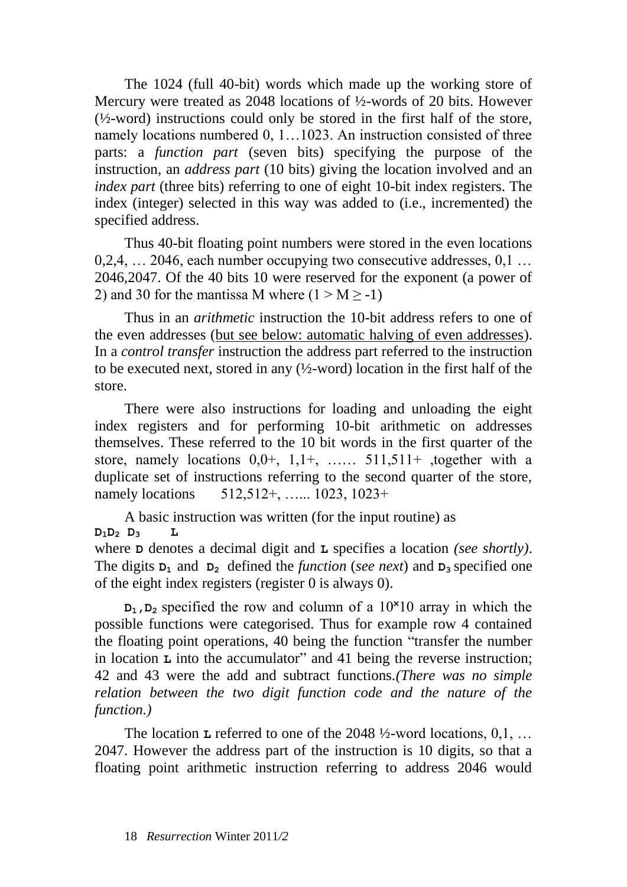The 1024 (full 40-bit) words which made up the working store of Mercury were treated as 2048 locations of ½-words of 20 bits. However (½-word) instructions could only be stored in the first half of the store, namely locations numbered 0, 1…1023. An instruction consisted of three parts: a *function part* (seven bits) specifying the purpose of the instruction, an *address part* (10 bits) giving the location involved and an *index part* (three bits) referring to one of eight 10-bit index registers. The index (integer) selected in this way was added to (i.e., incremented) the specified address.

Thus 40-bit floating point numbers were stored in the even locations 0,2,4, … 2046, each number occupying two consecutive addresses, 0,1 … 2046,2047. Of the 40 bits 10 were reserved for the exponent (a power of 2) and 30 for the mantissa M where $(1 > M \geq -1)$

Thus in an *arithmetic* instruction the 10-bit address refers to one of the even addresses (but see below: automatic halving of even addresses). In a *control transfer* instruction the address part referred to the instruction to be executed next, stored in any (½-word) location in the first half of the store.

There were also instructions for loading and unloading the eight index registers and for performing 10-bit arithmetic on addresses themselves. These referred to the 10 bit words in the first quarter of the store, namely locations 0,0+, 1,1+, …… 511,511+ ,together with a duplicate set of instructions referring to the second quarter of the store, namely locations 512,512+, …... 1023, 1023+

A basic instruction was written (for the input routine) as

**$D_1D_2$ $D_3$ L**

where **D** denotes a decimal digit and **L** specifies a location *(see shortly)*. The digits **$D_1$** and **$D_2$** defined the *function* (*see next*) and **$D_3$** specified one of the eight index registers (register 0 is always 0).

**$D_1$,$D_2$** specified the row and column of a 10×10 array in which the possible functions were categorised. Thus for example row 4 contained the floating point operations, 40 being the function "transfer the number in location **L** into the accumulator" and 41 being the reverse instruction; 42 and 43 were the add and subtract functions.*(There was no simple relation between the two digit function code and the nature of the function.)*

The location **L** referred to one of the 2048 ½-word locations, 0,1, … 2047. However the address part of the instruction is 10 digits, so that a floating point arithmetic instruction referring to address 2046 would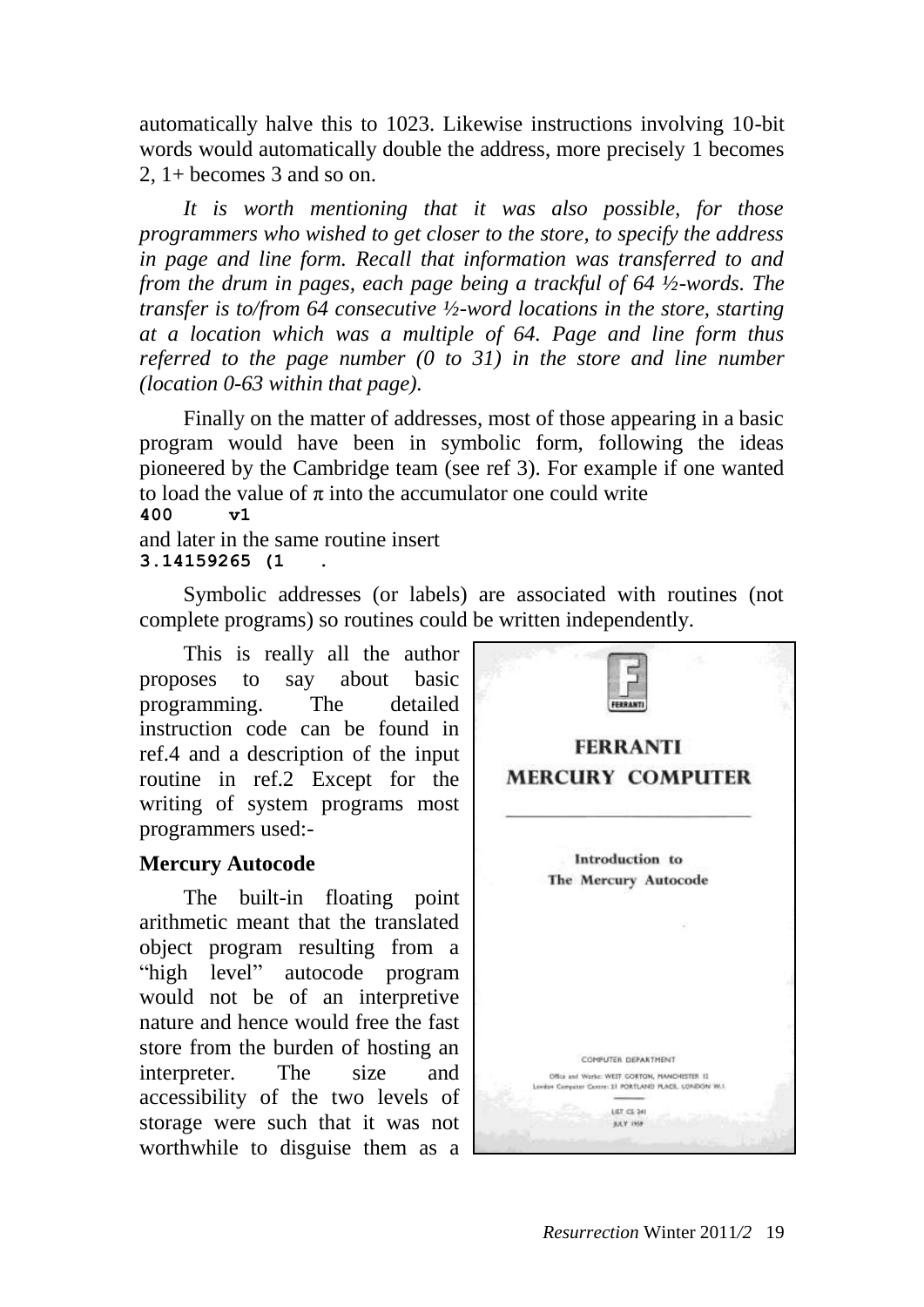automatically halve this to 1023. Likewise instructions involving 10-bit words would automatically double the address, more precisely 1 becomes 2, 1+ becomes 3 and so on.

*It is worth mentioning that it was also possible, for those programmers who wished to get closer to the store, to specify the address in page and line form. Recall that information was transferred to and from the drum in pages, each page being a trackful of 64 ½-words. The transfer is to/from 64 consecutive ½-word locations in the store, starting at a location which was a multiple of 64. Page and line form thus referred to the page number (0 to 31) in the store and line number (location 0-63 within that page).*

Finally on the matter of addresses, most of those appearing in a basic program would have been in symbolic form, following the ideas pioneered by the Cambridge team (see ref 3). For example if one wanted to load the value of π into the accumulator one could write

```
400     v1
```

and later in the same routine insert

```
3.14159265 (1   .
```

Symbolic addresses (or labels) are associated with routines (not complete programs) so routines could be written independently.

This is really all the author proposes to say about basic programming. The detailed instruction code can be found in ref.4 and a description of the input routine in ref.2 Except for the writing of system programs most programmers used:-

FERRANTI

MERCURY COMPUTER

Introduction to The Mercury Autocode

COMPUTER DEPARTMENT

Office and Works: WEST GORTON, MANCHESTER 12
London Computer Centre: 21 PORTLAND PLACE, LONDON W.1

LIST CS 241
JULY 1959

### Mercury Autocode

The built-in floating point arithmetic meant that the translated object program resulting from a "high level" autocode program would not be of an interpretive nature and hence would free the fast store from the burden of hosting an interpreter. The size and accessibility of the two levels of storage were such that it was not worthwhile to disguise them as a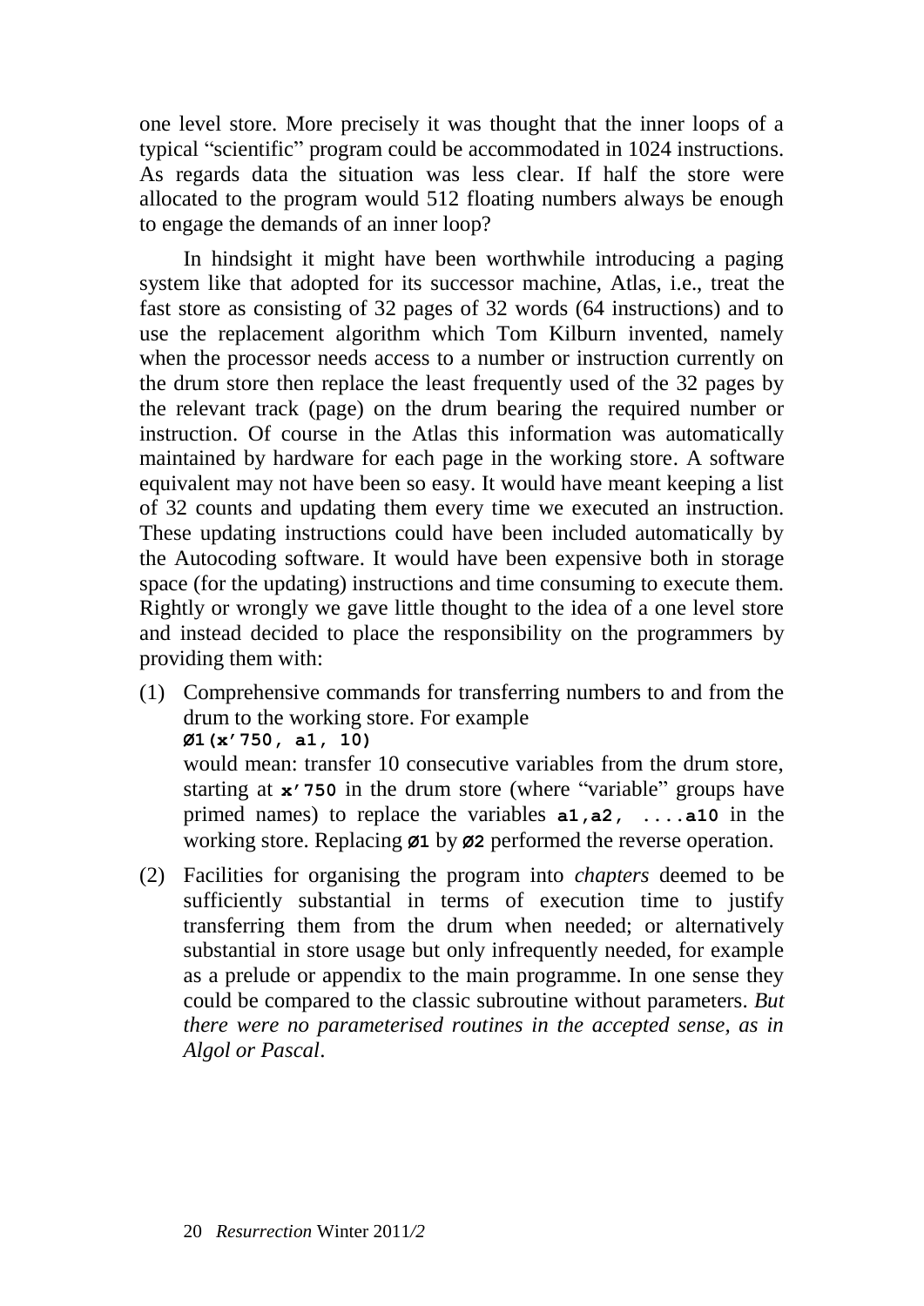one level store. More precisely it was thought that the inner loops of a typical "scientific" program could be accommodated in 1024 instructions. As regards data the situation was less clear. If half the store were allocated to the program would 512 floating numbers always be enough to engage the demands of an inner loop?

In hindsight it might have been worthwhile introducing a paging system like that adopted for its successor machine, Atlas, i.e., treat the fast store as consisting of 32 pages of 32 words (64 instructions) and to use the replacement algorithm which Tom Kilburn invented, namely when the processor needs access to a number or instruction currently on the drum store then replace the least frequently used of the 32 pages by the relevant track (page) on the drum bearing the required number or instruction. Of course in the Atlas this information was automatically maintained by hardware for each page in the working store. A software equivalent may not have been so easy. It would have meant keeping a list of 32 counts and updating them every time we executed an instruction. These updating instructions could have been included automatically by the Autocoding software. It would have been expensive both in storage space (for the updating) instructions and time consuming to execute them. Rightly or wrongly we gave little thought to the idea of a one level store and instead decided to place the responsibility on the programmers by providing them with:

(1) Comprehensive commands for transferring numbers to and from the drum to the working store. For example
**Ø1(x'750, a1, 10)**
would mean: transfer 10 consecutive variables from the drum store, starting at **x'750** in the drum store (where "variable" groups have primed names) to replace the variables **a1,a2, ....a10** in the working store. Replacing **Ø1** by **Ø2** performed the reverse operation.

(2) Facilities for organising the program into *chapters* deemed to be sufficiently substantial in terms of execution time to justify transferring them from the drum when needed; or alternatively substantial in store usage but only infrequently needed, for example as a prelude or appendix to the main programme. In one sense they could be compared to the classic subroutine without parameters. *But there were no parameterised routines in the accepted sense, as in Algol or Pascal*.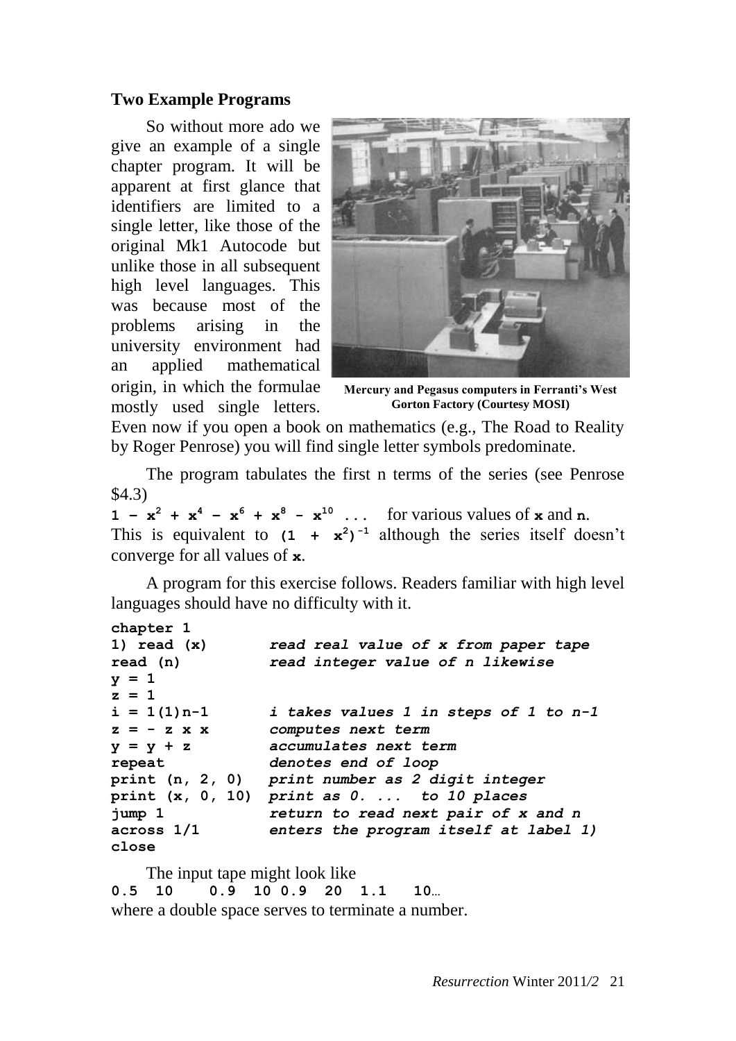### Two Example Programs

So without more ado we give an example of a single chapter program. It will be apparent at first glance that identifiers are limited to a single letter, like those of the original Mk1 Autocode but unlike those in all subsequent high level languages. This was because most of the problems arising in the university environment had an applied mathematical origin, in which the formulae mostly used single letters. Even now if you open a book on mathematics (e.g., The Road to Reality by Roger Penrose) you will find single letter symbols predominate.

Mercury and Pegasus computers in Ferranti's West Gorton Factory (Courtesy MOSI)

The program tabulates the first n terms of the series (see Penrose $4.3)

$1 - x^2 + x^4 - x^6 + x^8 - x^{10} \ldots$ for various values of **x** and **n**. This is equivalent to $(1 + x^2)^{-1}$ although the series itself doesn't converge for all values of **x**.

A program for this exercise follows. Readers familiar with high level languages should have no difficulty with it.

```
chapter 1
1) read (x)        read real value of x from paper tape
read (n)           read integer value of n likewise
y = 1
z = 1
i = 1(1)n-1        i takes values 1 in steps of 1 to n-1
z = - z x x        computes next term
y = y + z          accumulates next term
repeat             denotes end of loop
print (n, 2, 0)    print number as 2 digit integer
print (x, 0, 10)   print as 0. ...  to 10 places
jump 1             return to read next pair of x and n
across 1/1         enters the program itself at label 1)
close
```

The input tape might look like

```
0.5  10    0.9  10 0.9  20  1.1   10…
```

where a double space serves to terminate a number.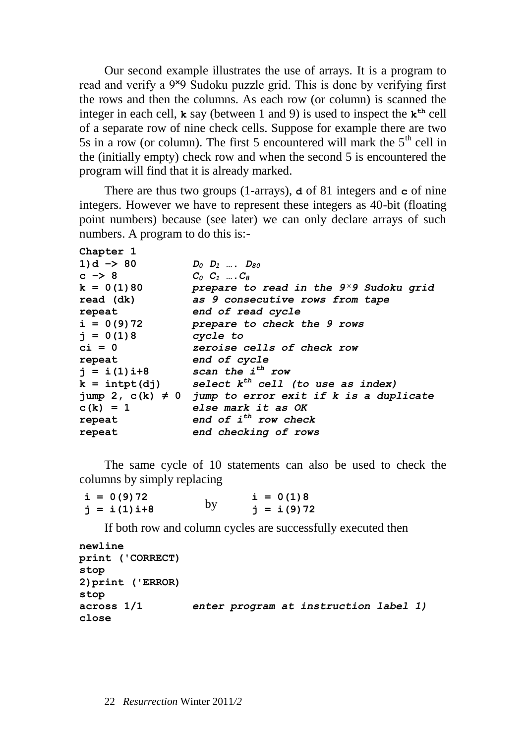Our second example illustrates the use of arrays. It is a program to read and verify a 9×9 Sudoku puzzle grid. This is done by verifying first the rows and then the columns. As each row (or column) is scanned the integer in each cell, **k** say (between 1 and 9) is used to inspect the **k**th cell of a separate row of nine check cells. Suppose for example there are two 5s in a row (or column). The first 5 encountered will mark the 5th cell in the (initially empty) check row and when the second 5 is encountered the program will find that it is already marked.

There are thus two groups (1-arrays), **d** of 81 integers and **c** of nine integers. However we have to represent these integers as 40-bit (floating point numbers) because (see later) we can only declare arrays of such numbers. A program to do this is:-

```
Chapter 1
1)d -> 80          D0 D1 …. D80
c -> 8             C0 C1 ….C8
k = 0(1)80         prepare to read in the 9×9 Sudoku grid
read (dk)          as 9 consecutive rows from tape
repeat             end of read cycle
i = 0(9)72         prepare to check the 9 rows
j = 0(1)8          cycle to
ci = 0             zeroise cells of check row
repeat             end of cycle
j = i(1)i+8        scan the ith row
k = intpt(dj)      select kth cell (to use as index)
jump 2, c(k) ≠ 0   jump to error exit if k is a duplicate
c(k) = 1           else mark it as OK
repeat             end of ith row check
repeat             end checking of rows
```

The same cycle of 10 statements can also be used to check the columns by simply replacing

```
i = 0(9)72          by      i = 0(1)8
j = i(1)i+8                 j = i(9)72
```

If both row and column cycles are successfully executed then

```
newline
print ('CORRECT)
stop
2)print ('ERROR)
stop
across 1/1         enter program at instruction label 1)
close
```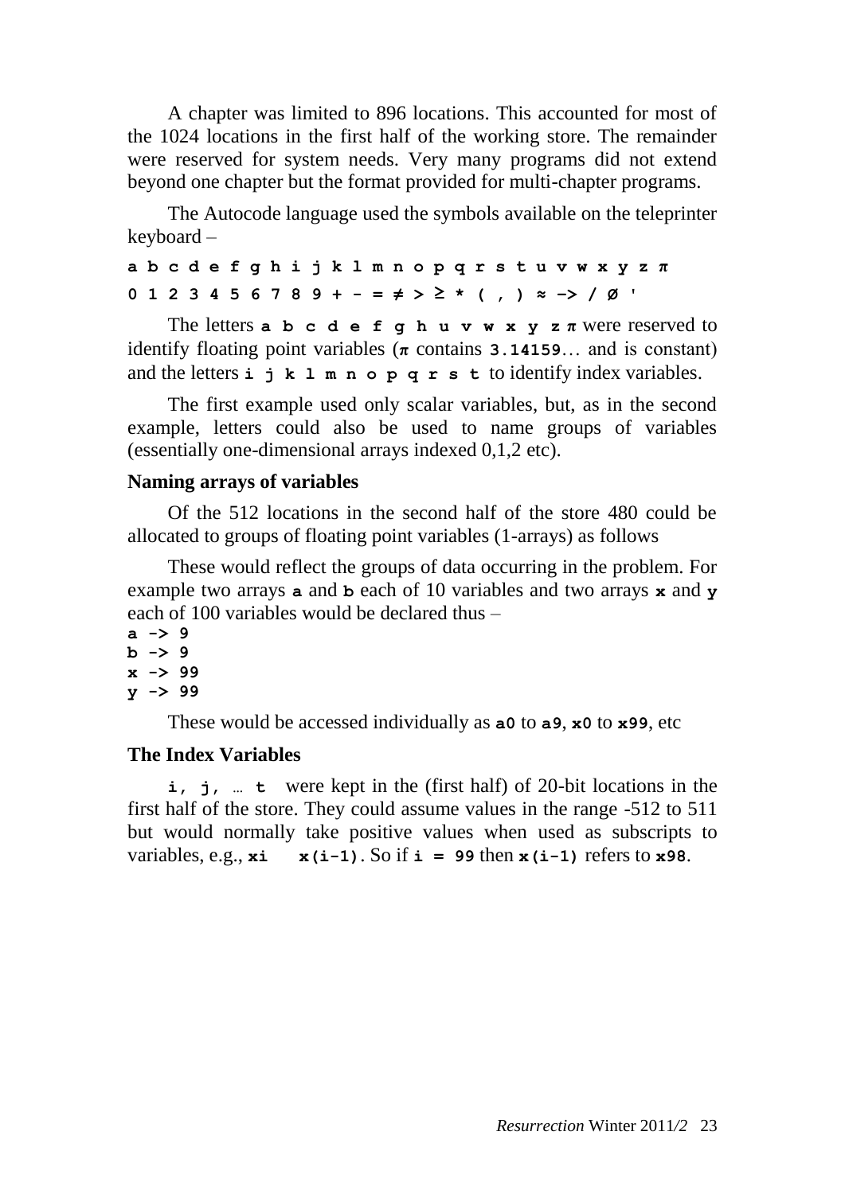A chapter was limited to 896 locations. This accounted for most of the 1024 locations in the first half of the working store. The remainder were reserved for system needs. Very many programs did not extend beyond one chapter but the format provided for multi-chapter programs.

The Autocode language used the symbols available on the teleprinter keyboard –

```
a b c d e f g h i j k l m n o p q r s t u v w x y z π
0 1 2 3 4 5 6 7 8 9 + - = ≠ > ≥ * ( , ) ≈ -> / Ø '
```

The letters **`a b c d e f g h u v w x y z π`** were reserved to identify floating point variables (**`π`** contains **`3.14159`**… and is constant) and the letters **`i j k l m n o p q r s t`** to identify index variables.

The first example used only scalar variables, but, as in the second example, letters could also be used to name groups of variables (essentially one-dimensional arrays indexed 0,1,2 etc).

### Naming arrays of variables

Of the 512 locations in the second half of the store 480 could be allocated to groups of floating point variables (1-arrays) as follows

These would reflect the groups of data occurring in the problem. For example two arrays **`a`** and **`b`** each of 10 variables and two arrays **`x`** and **`y`** each of 100 variables would be declared thus –

```
a -> 9
b -> 9
x -> 99
y -> 99
```

These would be accessed individually as **`a0`** to **`a9`**, **`x0`** to **`x99`**, etc

### The Index Variables

**`i, j, … t`** were kept in the (first half) of 20-bit locations in the first half of the store. They could assume values in the range -512 to 511 but would normally take positive values when used as subscripts to variables, e.g., **`xi`** **`x(i-1)`**. So if **`i = 99`** then **`x(i-1)`** refers to **`x98`**.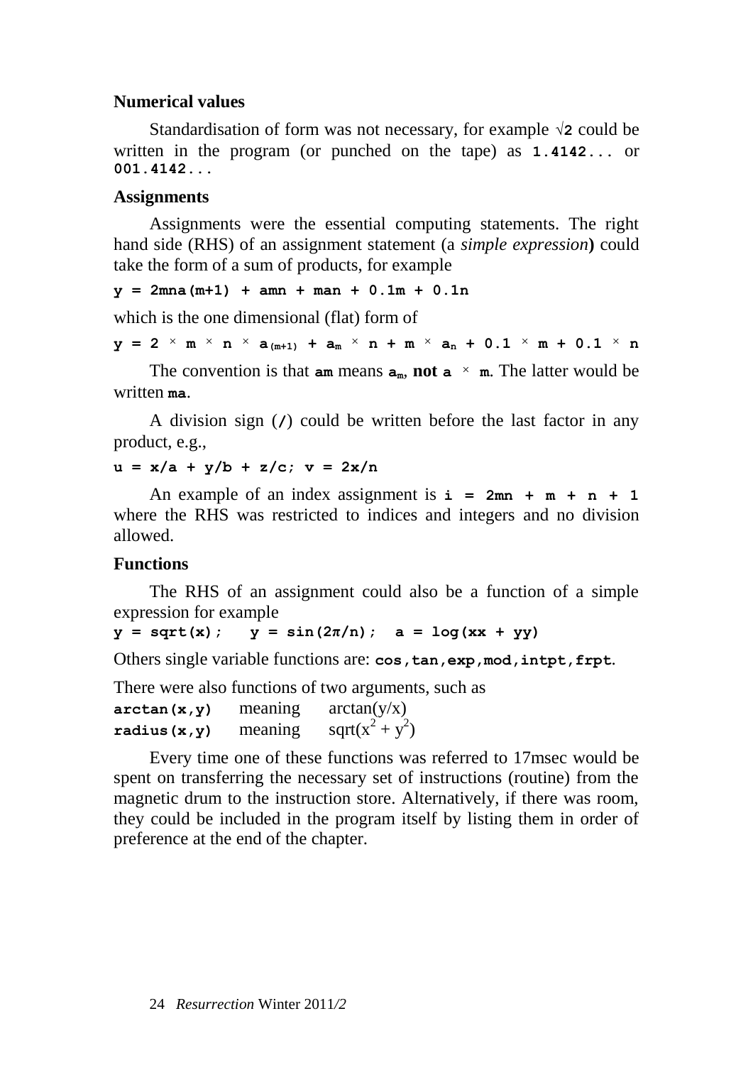### Numerical values

Standardisation of form was not necessary, for example √**2** could be written in the program (or punched on the tape) as `1.4142...` or `001.4142...`

### Assignments

Assignments were the essential computing statements. The right hand side (RHS) of an assignment statement (a *simple expression*) could take the form of a sum of products, for example

```
y = 2mna(m+1) + amn + man + 0.1m + 0.1n
```

which is the one dimensional (flat) form of

$$y = 2 \times m \times n \times a_{(m+1)} + a_m \times n + m \times a_n + 0.1 \times m + 0.1 \times n$$

The convention is that `am` means $a_m$, **not** $a \times m$. The latter would be written `ma`.

A division sign (`/`) could be written before the last factor in any product, e.g.,

```
u = x/a + y/b + z/c; v = 2x/n
```

An example of an index assignment is `i = 2mn + m + n + 1` where the RHS was restricted to indices and integers and no division allowed.

### Functions

The RHS of an assignment could also be a function of a simple expression for example

```
y = sqrt(x);   y = sin(2π/n);  a = log(xx + yy)
```

Others single variable functions are: `cos,tan,exp,mod,intpt,frpt`.

There were also functions of two arguments, such as

`arctan(x,y)` meaning arctan(y/x)
`radius(x,y)` meaning $\mathrm{sqrt}(x^2 + y^2)$

Every time one of these functions was referred to 17msec would be spent on transferring the necessary set of instructions (routine) from the magnetic drum to the instruction store. Alternatively, if there was room, they could be included in the program itself by listing them in order of preference at the end of the chapter.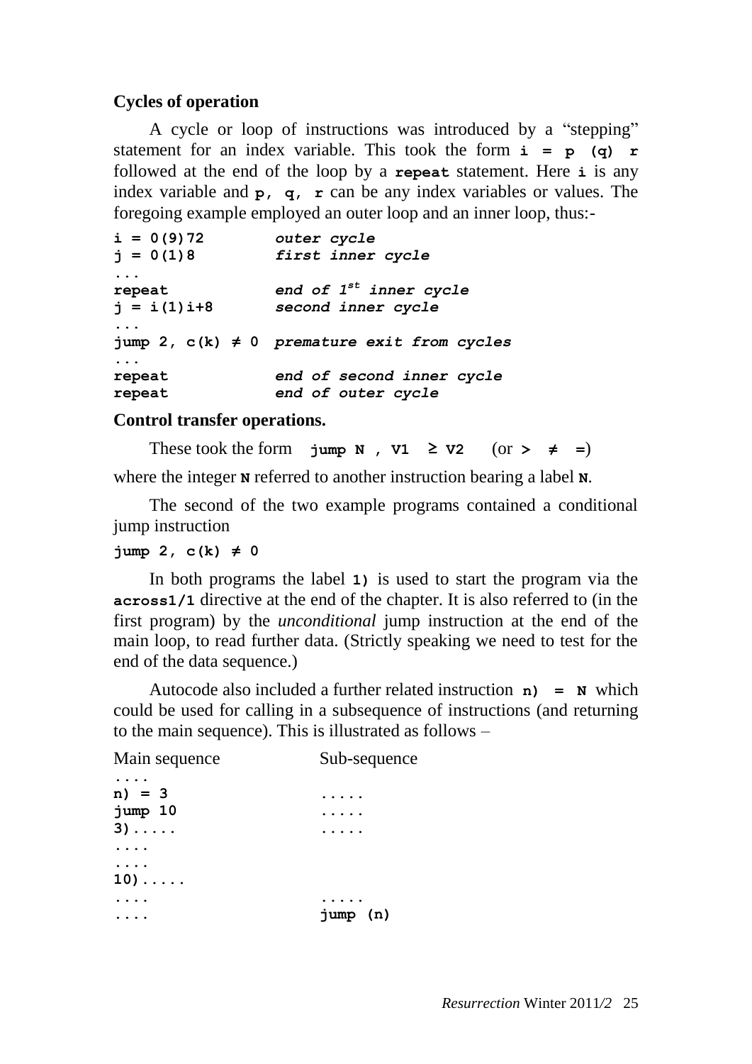### Cycles of operation

A cycle or loop of instructions was introduced by a "stepping" statement for an index variable. This took the form **`i = p (q) r`** followed at the end of the loop by a **`repeat`** statement. Here **`i`** is any index variable and **`p, q, r`** can be any index variables or values. The foregoing example employed an outer loop and an inner loop, thus:-

```
i = 0(9)72        outer cycle
j = 0(1)8         first inner cycle
...
repeat            end of 1st inner cycle
j = i(1)i+8       second inner cycle
...
jump 2, c(k) ≠ 0  premature exit from cycles
...
repeat            end of second inner cycle
repeat            end of outer cycle
```

### Control transfer operations.

These took the form **`jump N , V1 ≥ V2`** (or **`> ≠ =`**)

where the integer **`N`** referred to another instruction bearing a label **`N`**.

The second of the two example programs contained a conditional jump instruction

```
jump 2, c(k) ≠ 0
```

In both programs the label **`1)`** is used to start the program via the **`across1/1`** directive at the end of the chapter. It is also referred to (in the first program) by the *unconditional* jump instruction at the end of the main loop, to read further data. (Strictly speaking we need to test for the end of the data sequence.)

Autocode also included a further related instruction **`n) = N`** which could be used for calling in a subsequence of instructions (and returning to the main sequence). This is illustrated as follows –

```
Main sequence         Sub-sequence
....
n) = 3                .....
jump 10               .....
3).....               .....
....
....
10).....
....                  .....
....                  jump (n)
```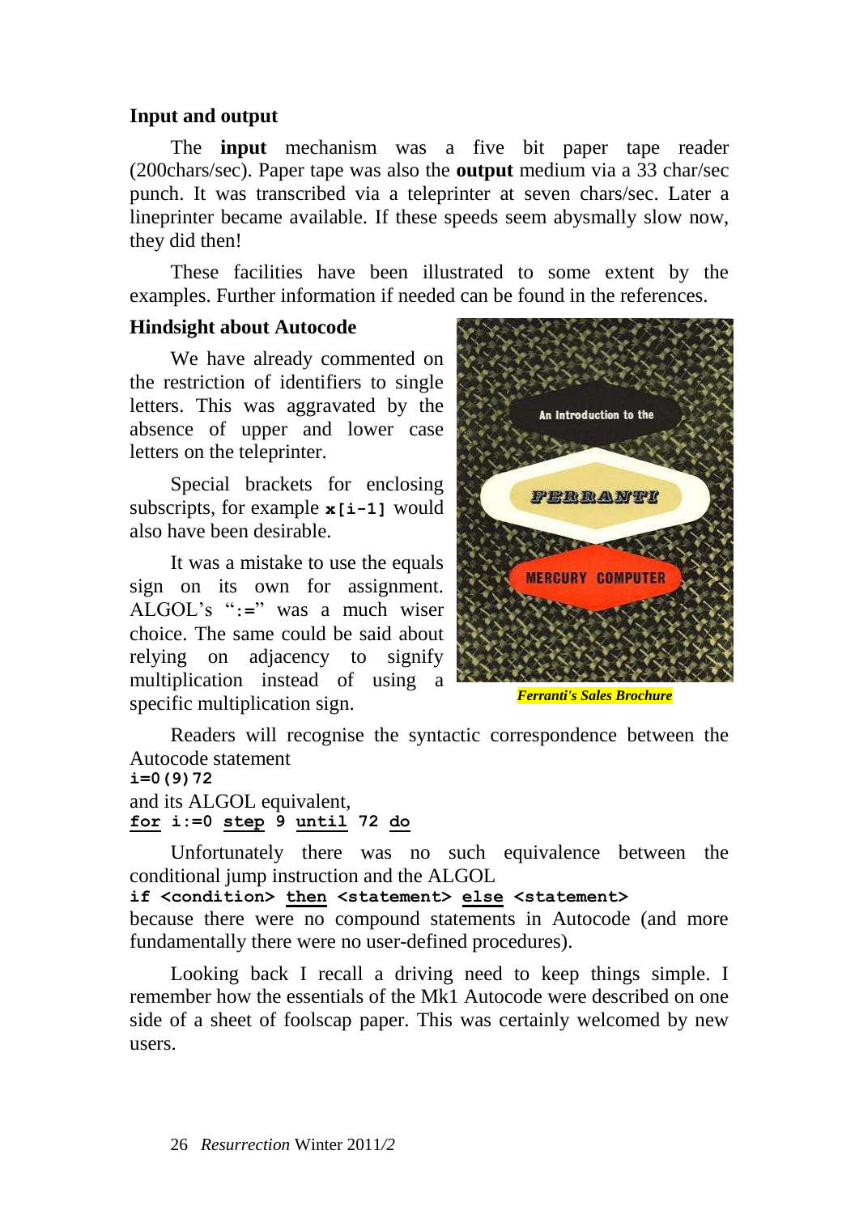### Input and output

The **input** mechanism was a five bit paper tape reader (200chars/sec). Paper tape was also the **output** medium via a 33 char/sec punch. It was transcribed via a teleprinter at seven chars/sec. Later a lineprinter became available. If these speeds seem abysmally slow now, they did then!

These facilities have been illustrated to some extent by the examples. Further information if needed can be found in the references.

### Hindsight about Autocode

We have already commented on the restriction of identifiers to single letters. This was aggravated by the absence of upper and lower case letters on the teleprinter.

Special brackets for enclosing subscripts, for example **x[i-1]** would also have been desirable.

It was a mistake to use the equals sign on its own for assignment. ALGOL's "**:=**" was a much wiser choice. The same could be said about relying on adjacency to signify multiplication instead of using a specific multiplication sign.

*Ferranti's Sales Brochure*

Readers will recognise the syntactic correspondence between the Autocode statement

```
i=0(9)72
```

and its ALGOL equivalent,

```
for i:=0 step 9 until 72 do
```

Unfortunately there was no such equivalence between the conditional jump instruction and the ALGOL

```
if <condition> then <statement> else <statement>
```

because there were no compound statements in Autocode (and more fundamentally there were no user-defined procedures).

Looking back I recall a driving need to keep things simple. I remember how the essentials of the Mk1 Autocode were described on one side of a sheet of foolscap paper. This was certainly welcomed by new users.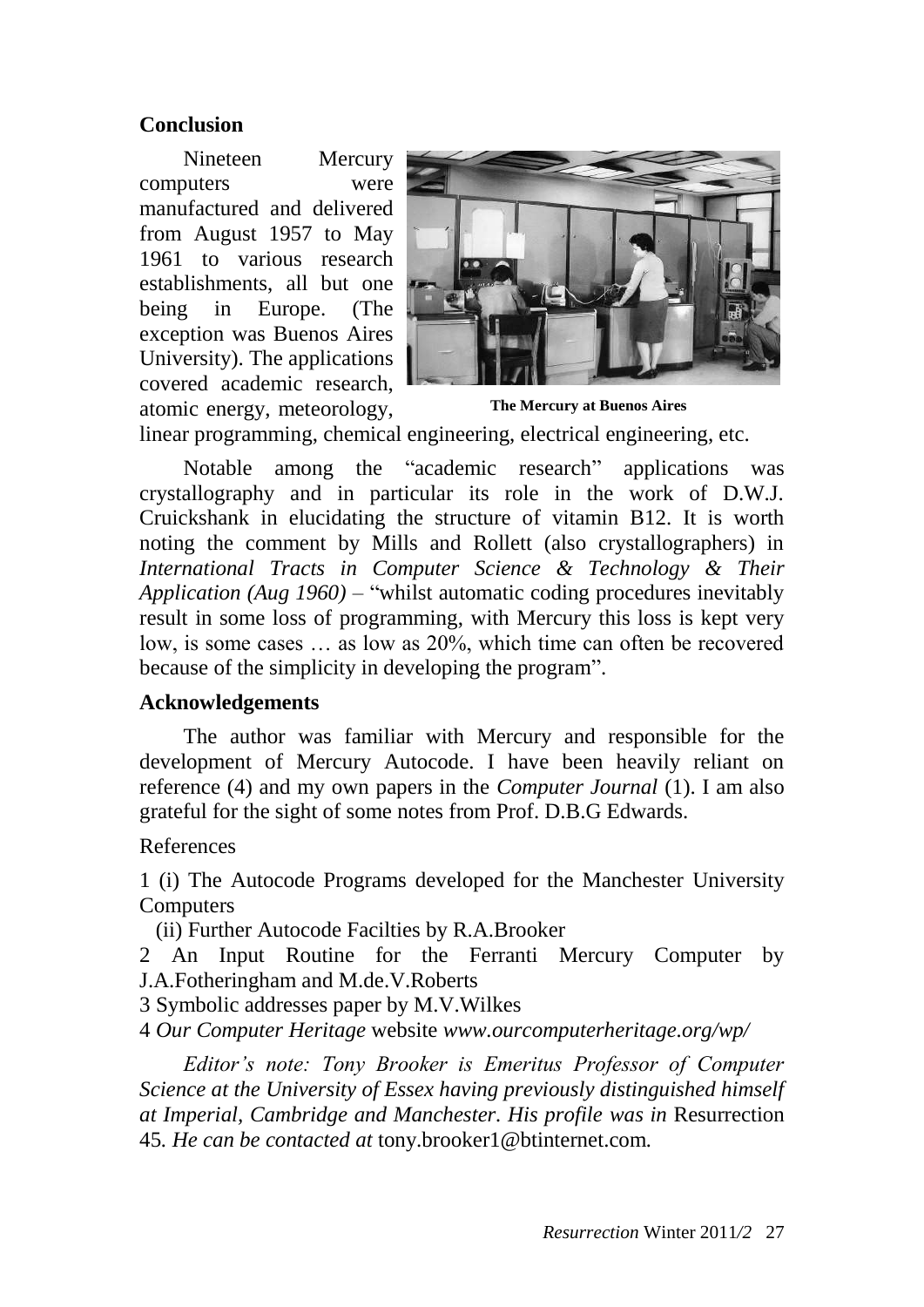## Conclusion

Nineteen Mercury computers were manufactured and delivered from August 1957 to May 1961 to various research establishments, all but one being in Europe. (The exception was Buenos Aires University). The applications covered academic research, atomic energy, meteorology, linear programming, chemical engineering, electrical engineering, etc.

**The Mercury at Buenos Aires**

Notable among the "academic research" applications was crystallography and in particular its role in the work of D.W.J. Cruickshank in elucidating the structure of vitamin B12. It is worth noting the comment by Mills and Rollett (also crystallographers) in *International Tracts in Computer Science & Technology & Their Application (Aug 1960)* – "whilst automatic coding procedures inevitably result in some loss of programming, with Mercury this loss is kept very low, is some cases … as low as 20%, which time can often be recovered because of the simplicity in developing the program".

## Acknowledgements

The author was familiar with Mercury and responsible for the development of Mercury Autocode. I have been heavily reliant on reference (4) and my own papers in the *Computer Journal* (1). I am also grateful for the sight of some notes from Prof. D.B.G Edwards.

References

1 (i) The Autocode Programs developed for the Manchester University Computers

(ii) Further Autocode Facilties by R.A.Brooker

2 An Input Routine for the Ferranti Mercury Computer by J.A.Fotheringham and M.de.V.Roberts

3 Symbolic addresses paper by M.V.Wilkes

4 *Our Computer Heritage* website *www.ourcomputerheritage.org/wp/*

*Editor's note: Tony Brooker is Emeritus Professor of Computer Science at the University of Essex having previously distinguished himself at Imperial, Cambridge and Manchester. His profile was in* Resurrection 45*. He can be contacted at* tony.brooker1@btinternet.com*.*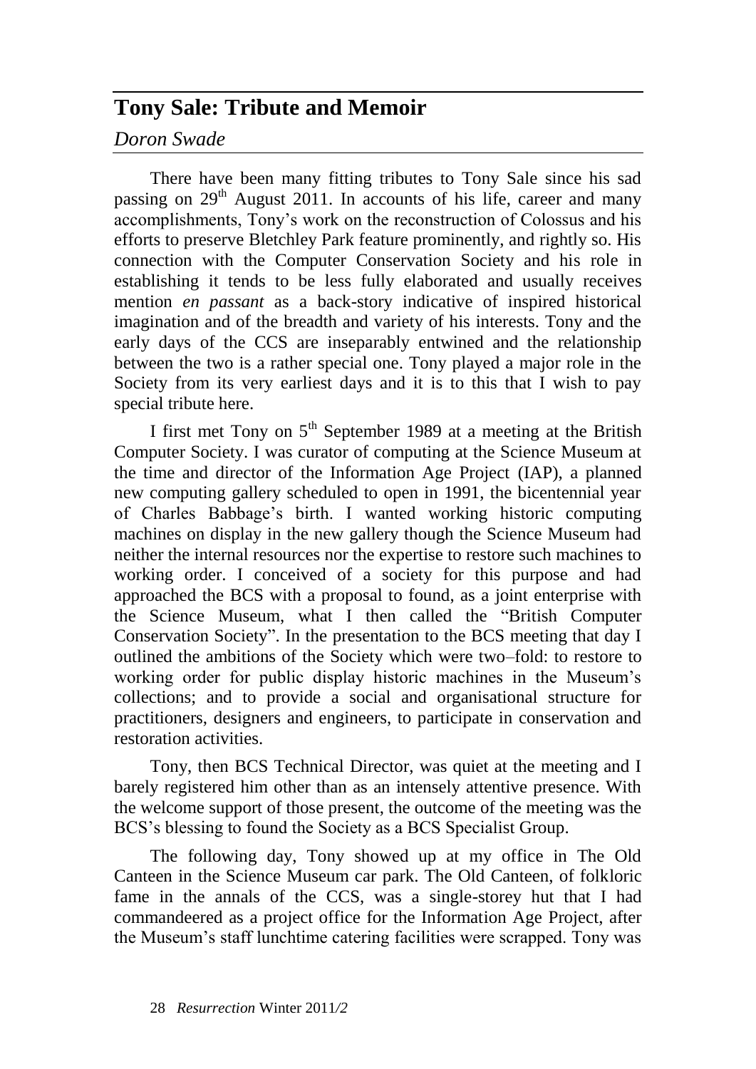## Tony Sale: Tribute and Memoir

*Doron Swade*

There have been many fitting tributes to Tony Sale since his sad passing on 29th August 2011. In accounts of his life, career and many accomplishments, Tony's work on the reconstruction of Colossus and his efforts to preserve Bletchley Park feature prominently, and rightly so. His connection with the Computer Conservation Society and his role in establishing it tends to be less fully elaborated and usually receives mention *en passant* as a back-story indicative of inspired historical imagination and of the breadth and variety of his interests. Tony and the early days of the CCS are inseparably entwined and the relationship between the two is a rather special one. Tony played a major role in the Society from its very earliest days and it is to this that I wish to pay special tribute here.

I first met Tony on 5th September 1989 at a meeting at the British Computer Society. I was curator of computing at the Science Museum at the time and director of the Information Age Project (IAP), a planned new computing gallery scheduled to open in 1991, the bicentennial year of Charles Babbage's birth. I wanted working historic computing machines on display in the new gallery though the Science Museum had neither the internal resources nor the expertise to restore such machines to working order. I conceived of a society for this purpose and had approached the BCS with a proposal to found, as a joint enterprise with the Science Museum, what I then called the "British Computer Conservation Society". In the presentation to the BCS meeting that day I outlined the ambitions of the Society which were two–fold: to restore to working order for public display historic machines in the Museum's collections; and to provide a social and organisational structure for practitioners, designers and engineers, to participate in conservation and restoration activities.

Tony, then BCS Technical Director, was quiet at the meeting and I barely registered him other than as an intensely attentive presence. With the welcome support of those present, the outcome of the meeting was the BCS's blessing to found the Society as a BCS Specialist Group.

The following day, Tony showed up at my office in The Old Canteen in the Science Museum car park. The Old Canteen, of folkloric fame in the annals of the CCS, was a single-storey hut that I had commandeered as a project office for the Information Age Project, after the Museum's staff lunchtime catering facilities were scrapped. Tony was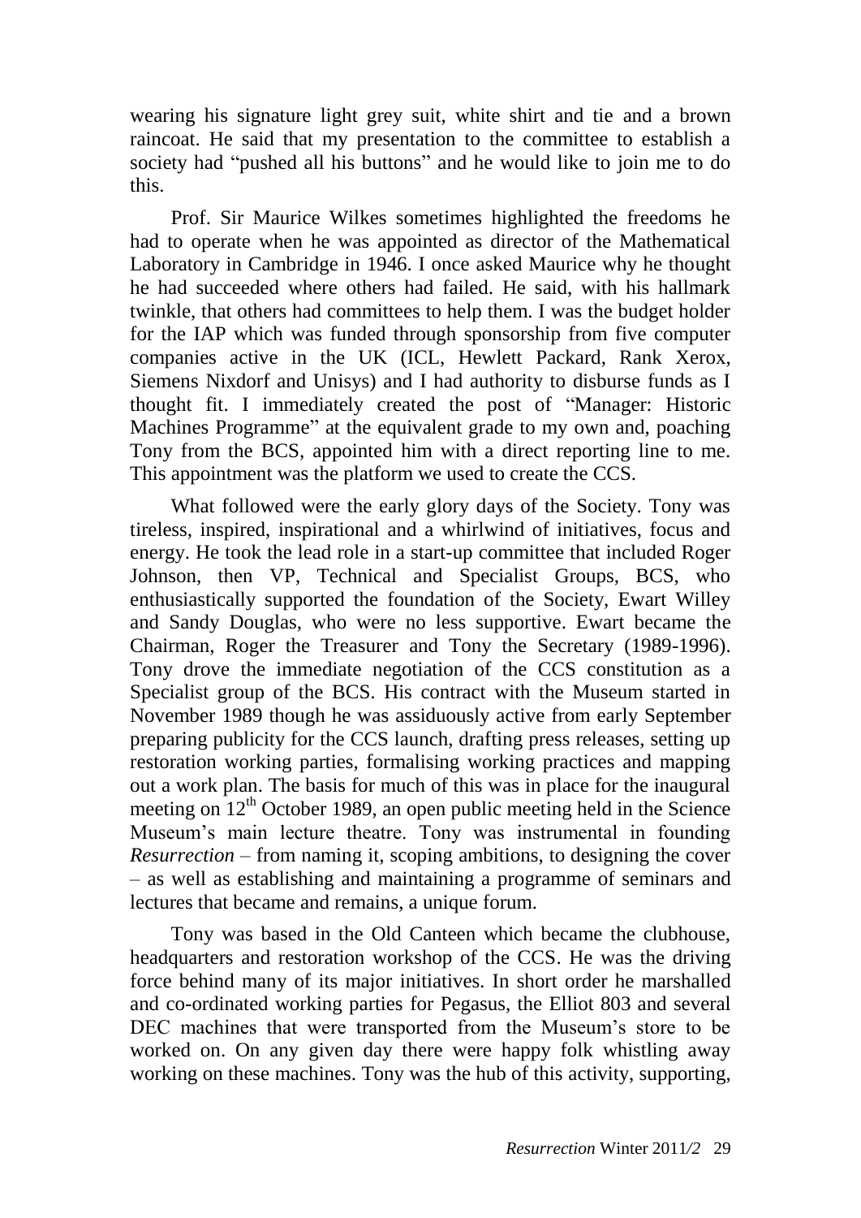wearing his signature light grey suit, white shirt and tie and a brown raincoat. He said that my presentation to the committee to establish a society had "pushed all his buttons" and he would like to join me to do this.

Prof. Sir Maurice Wilkes sometimes highlighted the freedoms he had to operate when he was appointed as director of the Mathematical Laboratory in Cambridge in 1946. I once asked Maurice why he thought he had succeeded where others had failed. He said, with his hallmark twinkle, that others had committees to help them. I was the budget holder for the IAP which was funded through sponsorship from five computer companies active in the UK (ICL, Hewlett Packard, Rank Xerox, Siemens Nixdorf and Unisys) and I had authority to disburse funds as I thought fit. I immediately created the post of "Manager: Historic Machines Programme" at the equivalent grade to my own and, poaching Tony from the BCS, appointed him with a direct reporting line to me. This appointment was the platform we used to create the CCS.

What followed were the early glory days of the Society. Tony was tireless, inspired, inspirational and a whirlwind of initiatives, focus and energy. He took the lead role in a start-up committee that included Roger Johnson, then VP, Technical and Specialist Groups, BCS, who enthusiastically supported the foundation of the Society, Ewart Willey and Sandy Douglas, who were no less supportive. Ewart became the Chairman, Roger the Treasurer and Tony the Secretary (1989-1996). Tony drove the immediate negotiation of the CCS constitution as a Specialist group of the BCS. His contract with the Museum started in November 1989 though he was assiduously active from early September preparing publicity for the CCS launch, drafting press releases, setting up restoration working parties, formalising working practices and mapping out a work plan. The basis for much of this was in place for the inaugural meeting on 12th October 1989, an open public meeting held in the Science Museum's main lecture theatre. Tony was instrumental in founding *Resurrection* – from naming it, scoping ambitions, to designing the cover – as well as establishing and maintaining a programme of seminars and lectures that became and remains, a unique forum.

Tony was based in the Old Canteen which became the clubhouse, headquarters and restoration workshop of the CCS. He was the driving force behind many of its major initiatives. In short order he marshalled and co-ordinated working parties for Pegasus, the Elliot 803 and several DEC machines that were transported from the Museum's store to be worked on. On any given day there were happy folk whistling away working on these machines. Tony was the hub of this activity, supporting,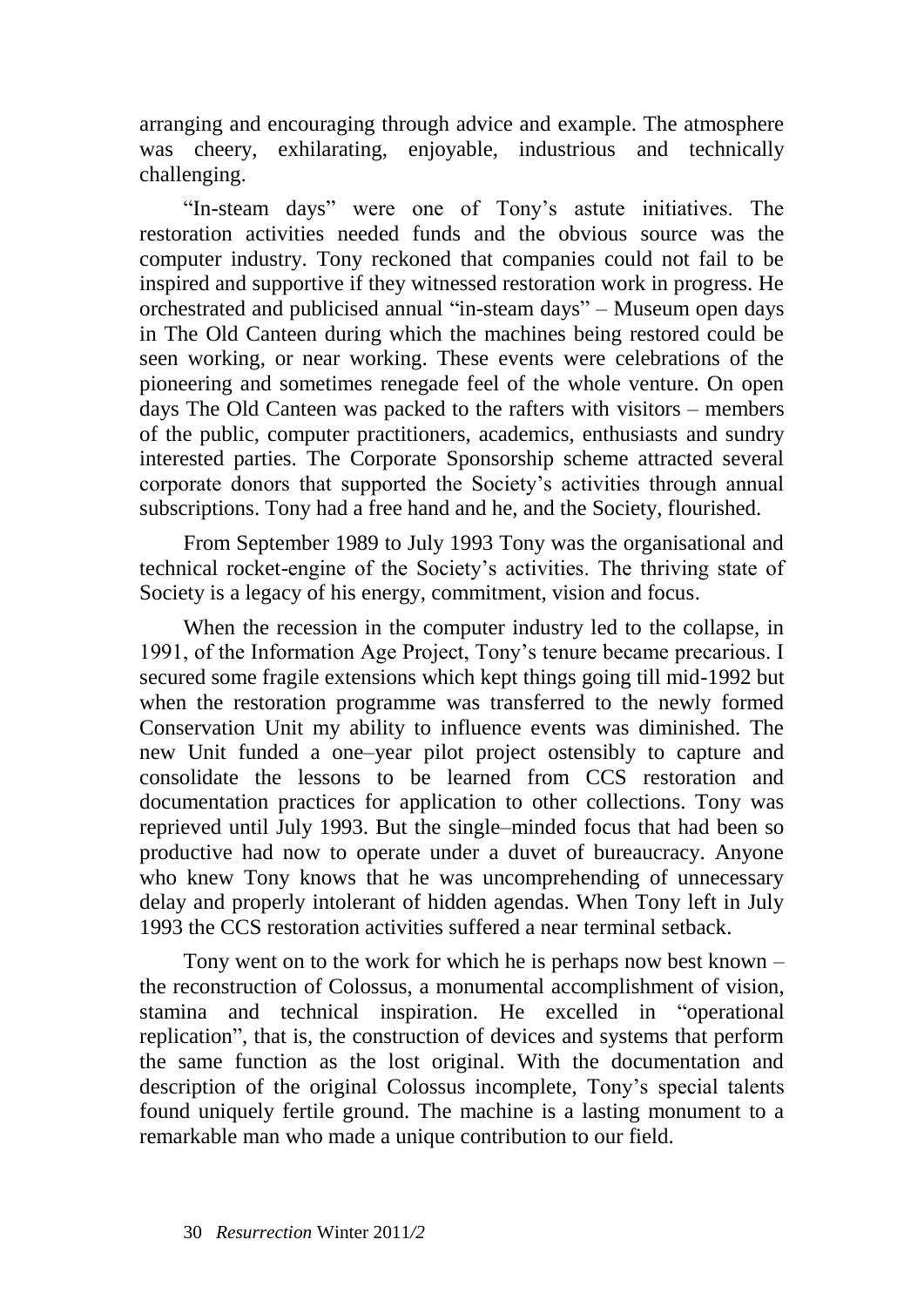arranging and encouraging through advice and example. The atmosphere was cheery, exhilarating, enjoyable, industrious and technically challenging.

"In-steam days" were one of Tony's astute initiatives. The restoration activities needed funds and the obvious source was the computer industry. Tony reckoned that companies could not fail to be inspired and supportive if they witnessed restoration work in progress. He orchestrated and publicised annual "in-steam days" – Museum open days in The Old Canteen during which the machines being restored could be seen working, or near working. These events were celebrations of the pioneering and sometimes renegade feel of the whole venture. On open days The Old Canteen was packed to the rafters with visitors – members of the public, computer practitioners, academics, enthusiasts and sundry interested parties. The Corporate Sponsorship scheme attracted several corporate donors that supported the Society's activities through annual subscriptions. Tony had a free hand and he, and the Society, flourished.

From September 1989 to July 1993 Tony was the organisational and technical rocket-engine of the Society's activities. The thriving state of Society is a legacy of his energy, commitment, vision and focus.

When the recession in the computer industry led to the collapse, in 1991, of the Information Age Project, Tony's tenure became precarious. I secured some fragile extensions which kept things going till mid-1992 but when the restoration programme was transferred to the newly formed Conservation Unit my ability to influence events was diminished. The new Unit funded a one–year pilot project ostensibly to capture and consolidate the lessons to be learned from CCS restoration and documentation practices for application to other collections. Tony was reprieved until July 1993. But the single–minded focus that had been so productive had now to operate under a duvet of bureaucracy. Anyone who knew Tony knows that he was uncomprehending of unnecessary delay and properly intolerant of hidden agendas. When Tony left in July 1993 the CCS restoration activities suffered a near terminal setback.

Tony went on to the work for which he is perhaps now best known – the reconstruction of Colossus, a monumental accomplishment of vision, stamina and technical inspiration. He excelled in "operational replication", that is, the construction of devices and systems that perform the same function as the lost original. With the documentation and description of the original Colossus incomplete, Tony's special talents found uniquely fertile ground. The machine is a lasting monument to a remarkable man who made a unique contribution to our field.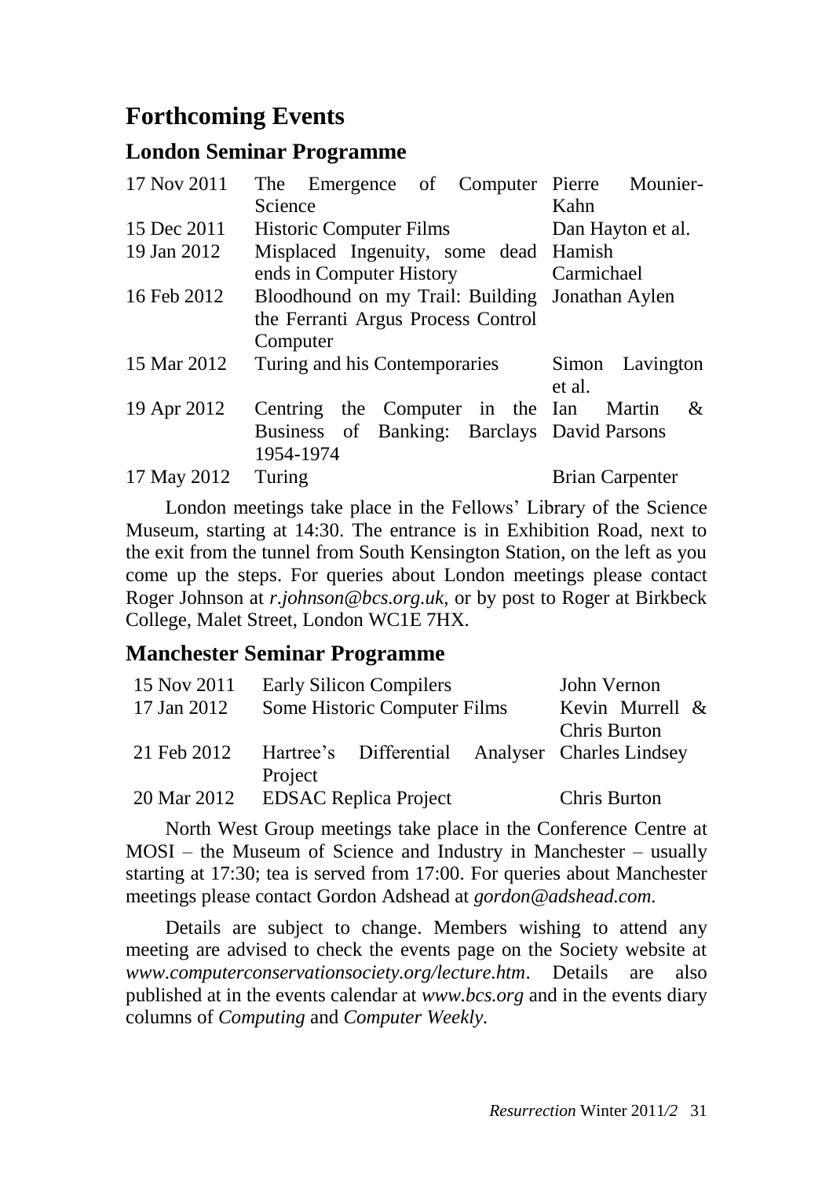## Forthcoming Events

### London Seminar Programme

| | | |
|---|---|---|
| 17 Nov 2011 | The Emergence of Computer Science | Pierre Mounier-Kahn |
| 15 Dec 2011 | Historic Computer Films | Dan Hayton et al. |
| 19 Jan 2012 | Misplaced Ingenuity, some dead ends in Computer History | Hamish Carmichael |
| 16 Feb 2012 | Bloodhound on my Trail: Building the Ferranti Argus Process Control Computer | Jonathan Aylen |
| 15 Mar 2012 | Turing and his Contemporaries | Simon Lavington et al. |
| 19 Apr 2012 | Centring the Computer in the Business of Banking: Barclays 1954-1974 | Ian Martin & David Parsons |
| 17 May 2012 | Turing | Brian Carpenter |

London meetings take place in the Fellows' Library of the Science Museum, starting at 14:30. The entrance is in Exhibition Road, next to the exit from the tunnel from South Kensington Station, on the left as you come up the steps. For queries about London meetings please contact Roger Johnson at *r.johnson@bcs.org.uk*, or by post to Roger at Birkbeck College, Malet Street, London WC1E 7HX.

### Manchester Seminar Programme

| | | |
|---|---|---|
| 15 Nov 2011 | Early Silicon Compilers | John Vernon |
| 17 Jan 2012 | Some Historic Computer Films | Kevin Murrell & Chris Burton |
| 21 Feb 2012 | Hartree's Differential Analyser Project | Charles Lindsey |
| 20 Mar 2012 | EDSAC Replica Project | Chris Burton |

North West Group meetings take place in the Conference Centre at MOSI – the Museum of Science and Industry in Manchester – usually starting at 17:30; tea is served from 17:00. For queries about Manchester meetings please contact Gordon Adshead at *gordon@adshead.com.*

Details are subject to change. Members wishing to attend any meeting are advised to check the events page on the Society website at *www.computerconservationsociety.org/lecture.htm*. Details are also published at in the events calendar at *www.bcs.org* and in the events diary columns of *Computing* and *Computer Weekly*.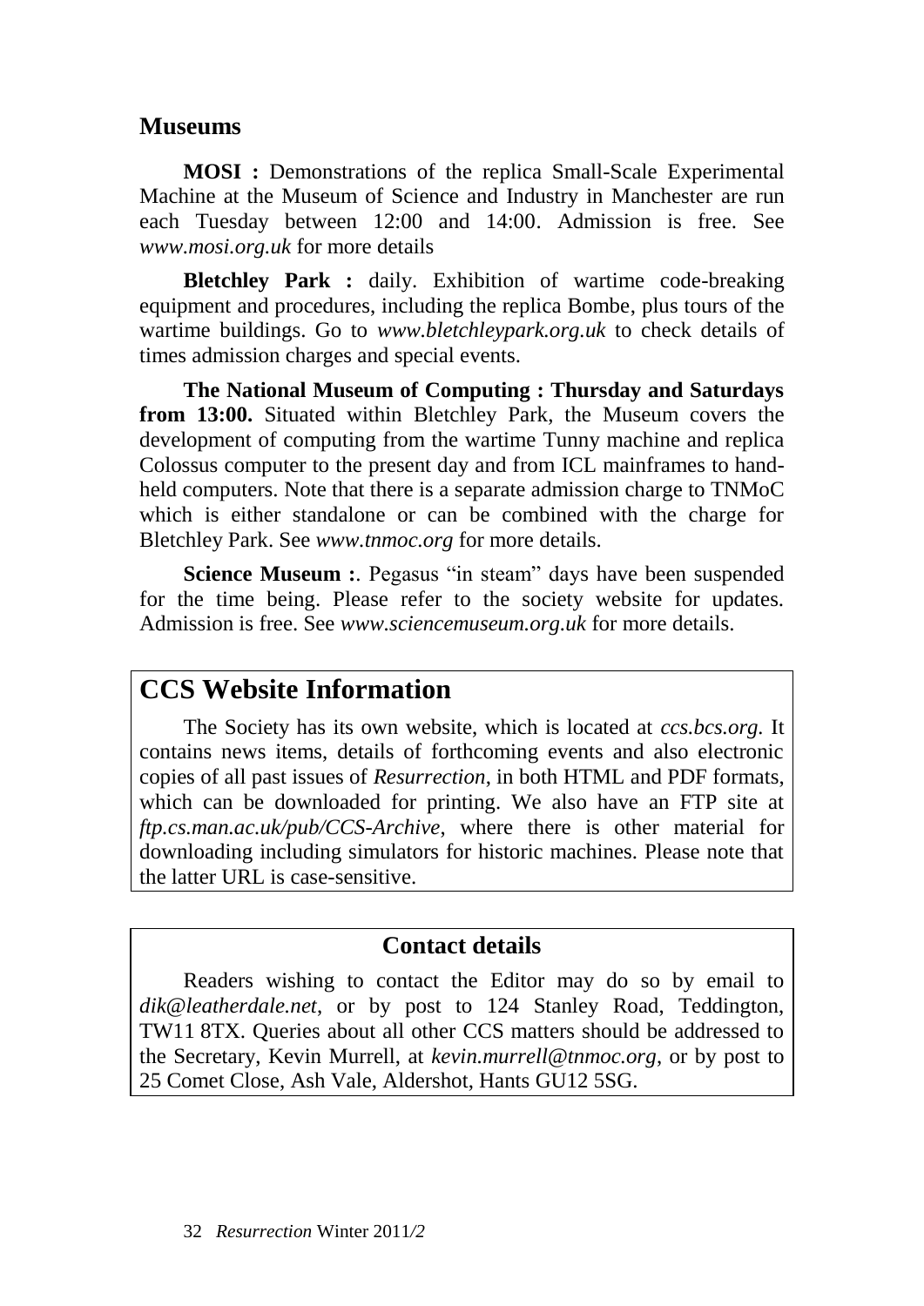## Museums

**MOSI :** Demonstrations of the replica Small-Scale Experimental Machine at the Museum of Science and Industry in Manchester are run each Tuesday between 12:00 and 14:00. Admission is free. See *www.mosi.org.uk* for more details

**Bletchley Park :** daily. Exhibition of wartime code-breaking equipment and procedures, including the replica Bombe, plus tours of the wartime buildings. Go to *www.bletchleypark.org.uk* to check details of times admission charges and special events.

**The National Museum of Computing : Thursday and Saturdays from 13:00.** Situated within Bletchley Park, the Museum covers the development of computing from the wartime Tunny machine and replica Colossus computer to the present day and from ICL mainframes to hand-held computers. Note that there is a separate admission charge to TNMoC which is either standalone or can be combined with the charge for Bletchley Park. See *www.tnmoc.org* for more details.

**Science Museum :**. Pegasus "in steam" days have been suspended for the time being. Please refer to the society website for updates. Admission is free. See *www.sciencemuseum.org.uk* for more details.

## CCS Website Information

The Society has its own website, which is located at *ccs.bcs.org*. It contains news items, details of forthcoming events and also electronic copies of all past issues of *Resurrection*, in both HTML and PDF formats, which can be downloaded for printing. We also have an FTP site at *ftp.cs.man.ac.uk/pub/CCS-Archive*, where there is other material for downloading including simulators for historic machines. Please note that the latter URL is case-sensitive.

## Contact details

Readers wishing to contact the Editor may do so by email to *dik@leatherdale.net*, or by post to 124 Stanley Road, Teddington, TW11 8TX. Queries about all other CCS matters should be addressed to the Secretary, Kevin Murrell, at *kevin.murrell@tnmoc.org*, or by post to 25 Comet Close, Ash Vale, Aldershot, Hants GU12 5SG.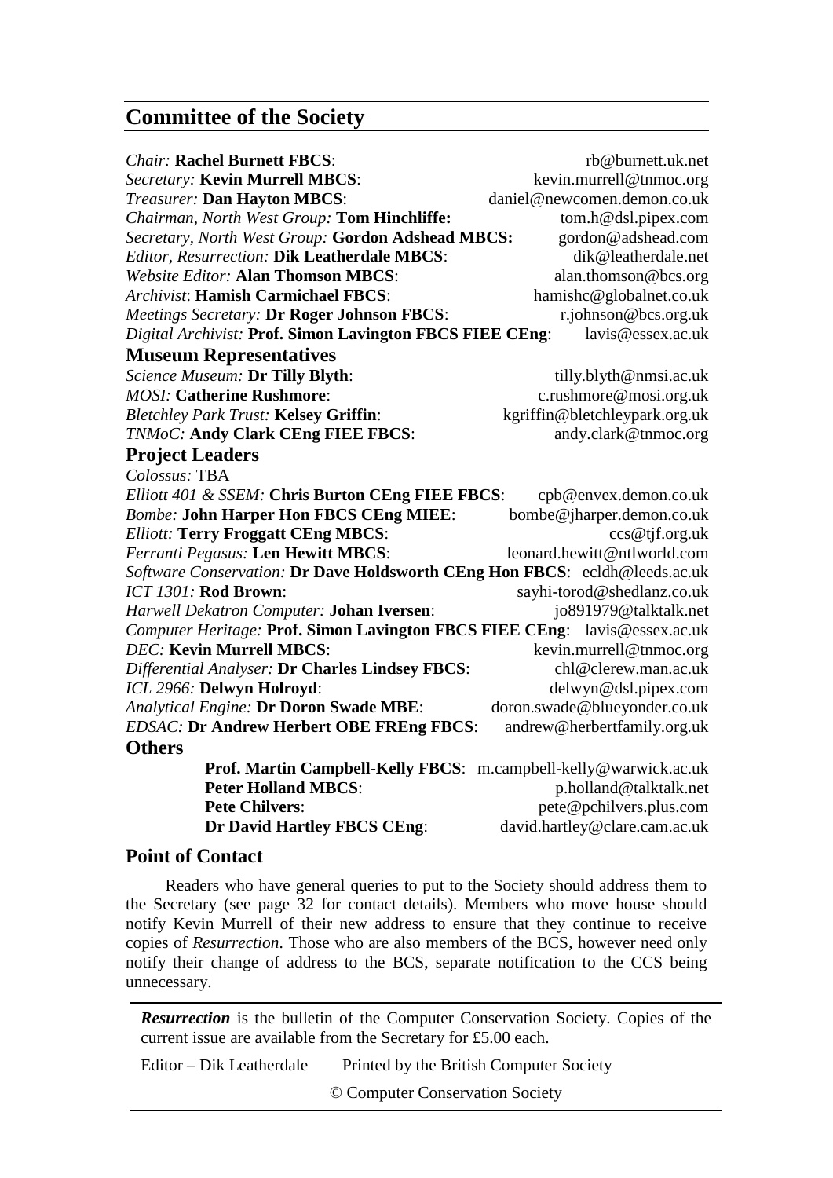## Committee of the Society

*Chair:* **Rachel Burnett FBCS**: rb@burnett.uk.net
*Secretary:* **Kevin Murrell MBCS**: kevin.murrell@tnmoc.org
*Treasurer:* **Dan Hayton MBCS**: daniel@newcomen.demon.co.uk
*Chairman, North West Group:* **Tom Hinchliffe:** tom.h@dsl.pipex.com
*Secretary, North West Group:* **Gordon Adshead MBCS:** gordon@adshead.com
*Editor, Resurrection:* **Dik Leatherdale MBCS**: dik@leatherdale.net
*Website Editor:* **Alan Thomson MBCS**: alan.thomson@bcs.org
*Archivist*: **Hamish Carmichael FBCS**: hamishc@globalnet.co.uk
*Meetings Secretary:* **Dr Roger Johnson FBCS**: r.johnson@bcs.org.uk
*Digital Archivist:* **Prof. Simon Lavington FBCS FIEE CEng**: lavis@essex.ac.uk

### Museum Representatives

*Science Museum:* **Dr Tilly Blyth**: tilly.blyth@nmsi.ac.uk
*MOSI:* **Catherine Rushmore**: c.rushmore@mosi.org.uk
*Bletchley Park Trust:* **Kelsey Griffin**: kgriffin@bletchleypark.org.uk
*TNMoC:* **Andy Clark CEng FIEE FBCS**: andy.clark@tnmoc.org

### Project Leaders

*Colossus:* TBA
*Elliott 401 & SSEM:* **Chris Burton CEng FIEE FBCS**: cpb@envex.demon.co.uk
*Bombe:* **John Harper Hon FBCS CEng MIEE**: bombe@jharper.demon.co.uk
*Elliott:* **Terry Froggatt CEng MBCS**: ccs@tjf.org.uk
*Ferranti Pegasus:* **Len Hewitt MBCS**: leonard.hewitt@ntlworld.com
*Software Conservation:* **Dr Dave Holdsworth CEng Hon FBCS**: ecldh@leeds.ac.uk
*ICT 1301:* **Rod Brown**: sayhi-torod@shedlanz.co.uk
*Harwell Dekatron Computer:* **Johan Iversen**: jo891979@talktalk.net
*Computer Heritage:* **Prof. Simon Lavington FBCS FIEE CEng**: lavis@essex.ac.uk
*DEC:* **Kevin Murrell MBCS**: kevin.murrell@tnmoc.org
*Differential Analyser:* **Dr Charles Lindsey FBCS**: chl@clerew.man.ac.uk
*ICL 2966:* **Delwyn Holroyd**: delwyn@dsl.pipex.com
*Analytical Engine:* **Dr Doron Swade MBE**: doron.swade@blueyonder.co.uk
*EDSAC:* **Dr Andrew Herbert OBE FREng FBCS**: andrew@herbertfamily.org.uk

### Others

**Prof. Martin Campbell-Kelly FBCS**: m.campbell-kelly@warwick.ac.uk
**Peter Holland MBCS**: p.holland@talktalk.net
**Pete Chilvers**: pete@pchilvers.plus.com
**Dr David Hartley FBCS CEng**: david.hartley@clare.cam.ac.uk

## Point of Contact

Readers who have general queries to put to the Society should address them to the Secretary (see page 32 for contact details). Members who move house should notify Kevin Murrell of their new address to ensure that they continue to receive copies of *Resurrection*. Those who are also members of the BCS, however need only notify their change of address to the BCS, separate notification to the CCS being unnecessary.

***Resurrection*** is the bulletin of the Computer Conservation Society. Copies of the current issue are available from the Secretary for £5.00 each.

Editor – Dik Leatherdale    Printed by the British Computer Society

© Computer Conservation Society